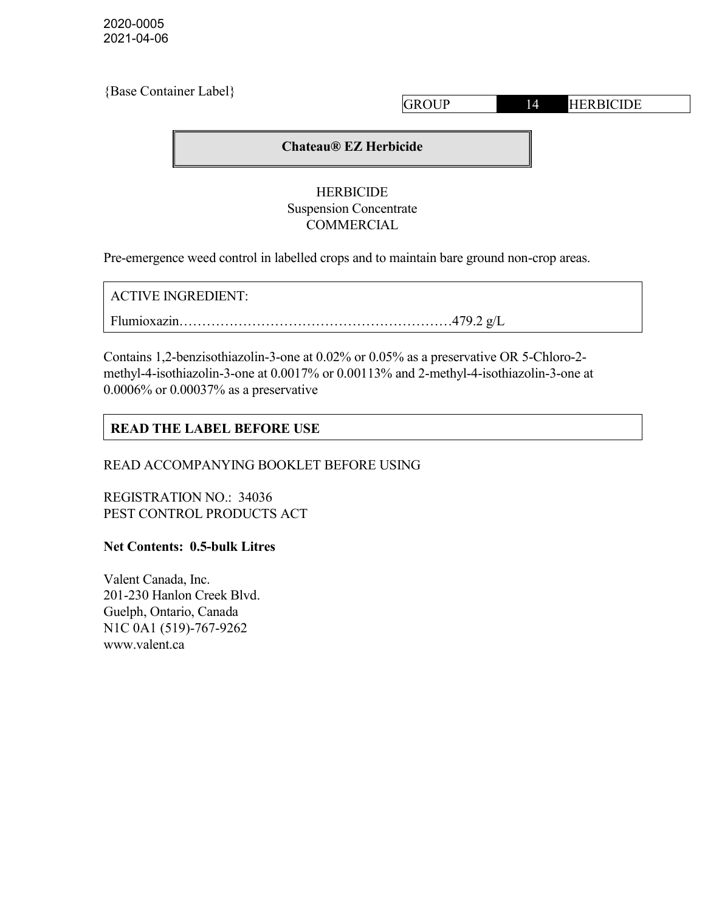2020-0005
2021-04-06

{Base Container Label}

| GROUP | 14 | HERBICIDE |
|---|---|---|

## Chateau® EZ Herbicide

HERBICIDE
Suspension Concentrate
COMMERCIAL

Pre-emergence weed control in labelled crops and to maintain bare ground non-crop areas.

ACTIVE INGREDIENT:

Flumioxazin……………………………………………………479.2 g/L

Contains 1,2-benzisothiazolin-3-one at 0.02% or 0.05% as a preservative OR 5-Chloro-2-methyl-4-isothiazolin-3-one at 0.0017% or 0.00113% and 2-methyl-4-isothiazolin-3-one at 0.0006% or 0.00037% as a preservative

**READ THE LABEL BEFORE USE**

READ ACCOMPANYING BOOKLET BEFORE USING

REGISTRATION NO.: 34036
PEST CONTROL PRODUCTS ACT

**Net Contents: 0.5-bulk Litres**

Valent Canada, Inc.
201-230 Hanlon Creek Blvd.
Guelph, Ontario, Canada
N1C 0A1 (519)-767-9262
www.valent.ca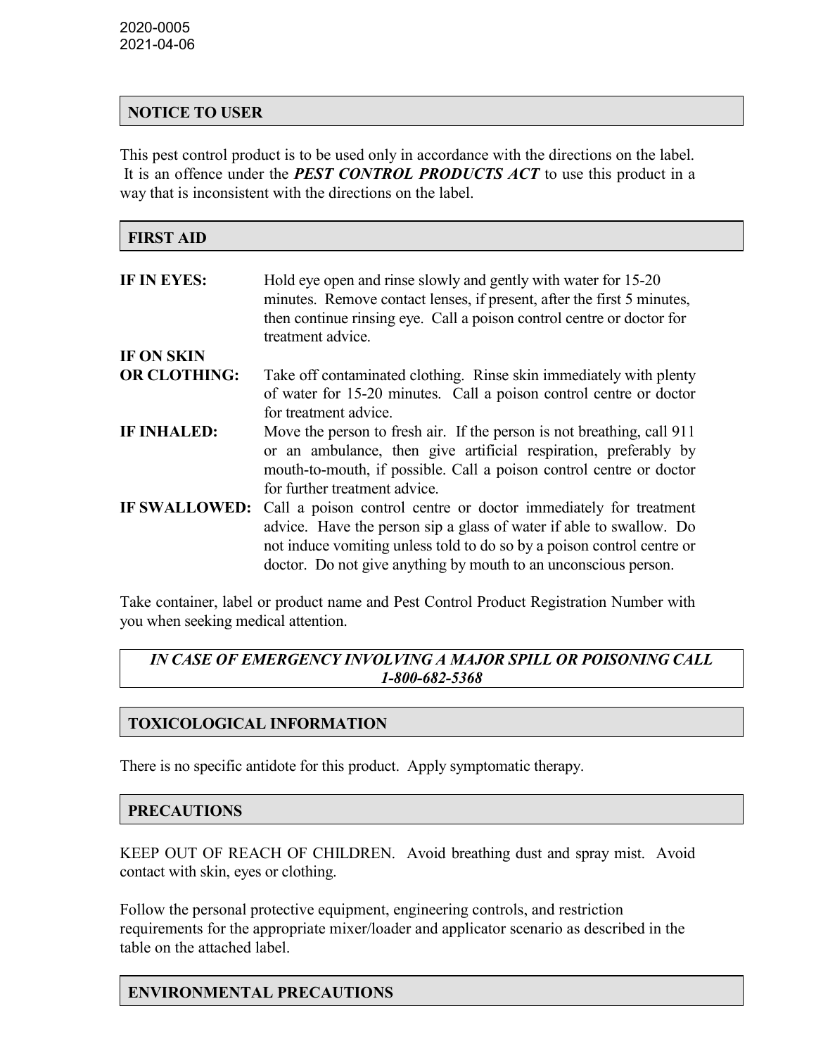2020-0005
2021-04-06

## NOTICE TO USER

This pest control product is to be used only in accordance with the directions on the label. It is an offence under the ***PEST CONTROL PRODUCTS ACT*** to use this product in a way that is inconsistent with the directions on the label.

## FIRST AID

**IF IN EYES:** Hold eye open and rinse slowly and gently with water for 15-20 minutes. Remove contact lenses, if present, after the first 5 minutes, then continue rinsing eye. Call a poison control centre or doctor for treatment advice.

**IF ON SKIN OR CLOTHING:** Take off contaminated clothing. Rinse skin immediately with plenty of water for 15-20 minutes. Call a poison control centre or doctor for treatment advice.

**IF INHALED:** Move the person to fresh air. If the person is not breathing, call 911 or an ambulance, then give artificial respiration, preferably by mouth-to-mouth, if possible. Call a poison control centre or doctor for further treatment advice.

**IF SWALLOWED:** Call a poison control centre or doctor immediately for treatment advice. Have the person sip a glass of water if able to swallow. Do not induce vomiting unless told to do so by a poison control centre or doctor. Do not give anything by mouth to an unconscious person.

Take container, label or product name and Pest Control Product Registration Number with you when seeking medical attention.

***IN CASE OF EMERGENCY INVOLVING A MAJOR SPILL OR POISONING CALL 1-800-682-5368***

## TOXICOLOGICAL INFORMATION

There is no specific antidote for this product. Apply symptomatic therapy.

## PRECAUTIONS

KEEP OUT OF REACH OF CHILDREN. Avoid breathing dust and spray mist. Avoid contact with skin, eyes or clothing.

Follow the personal protective equipment, engineering controls, and restriction requirements for the appropriate mixer/loader and applicator scenario as described in the table on the attached label.

## ENVIRONMENTAL PRECAUTIONS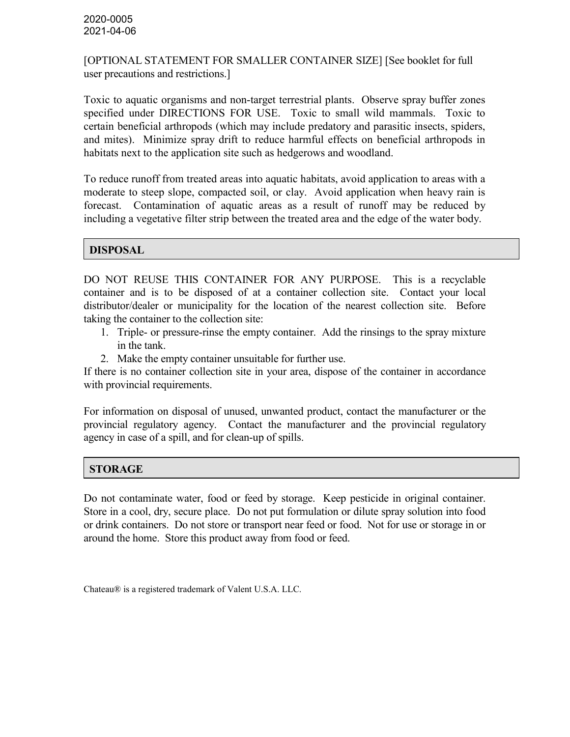2020-0005
2021-04-06

[OPTIONAL STATEMENT FOR SMALLER CONTAINER SIZE] [See booklet for full user precautions and restrictions.]

Toxic to aquatic organisms and non-target terrestrial plants. Observe spray buffer zones specified under DIRECTIONS FOR USE. Toxic to small wild mammals. Toxic to certain beneficial arthropods (which may include predatory and parasitic insects, spiders, and mites). Minimize spray drift to reduce harmful effects on beneficial arthropods in habitats next to the application site such as hedgerows and woodland.

To reduce runoff from treated areas into aquatic habitats, avoid application to areas with a moderate to steep slope, compacted soil, or clay. Avoid application when heavy rain is forecast. Contamination of aquatic areas as a result of runoff may be reduced by including a vegetative filter strip between the treated area and the edge of the water body.

## DISPOSAL

DO NOT REUSE THIS CONTAINER FOR ANY PURPOSE. This is a recyclable container and is to be disposed of at a container collection site. Contact your local distributor/dealer or municipality for the location of the nearest collection site. Before taking the container to the collection site:

1. Triple- or pressure-rinse the empty container. Add the rinsings to the spray mixture in the tank.
2. Make the empty container unsuitable for further use.

If there is no container collection site in your area, dispose of the container in accordance with provincial requirements.

For information on disposal of unused, unwanted product, contact the manufacturer or the provincial regulatory agency. Contact the manufacturer and the provincial regulatory agency in case of a spill, and for clean-up of spills.

## STORAGE

Do not contaminate water, food or feed by storage. Keep pesticide in original container. Store in a cool, dry, secure place. Do not put formulation or dilute spray solution into food or drink containers. Do not store or transport near feed or food. Not for use or storage in or around the home. Store this product away from food or feed.

Chateau® is a registered trademark of Valent U.S.A. LLC.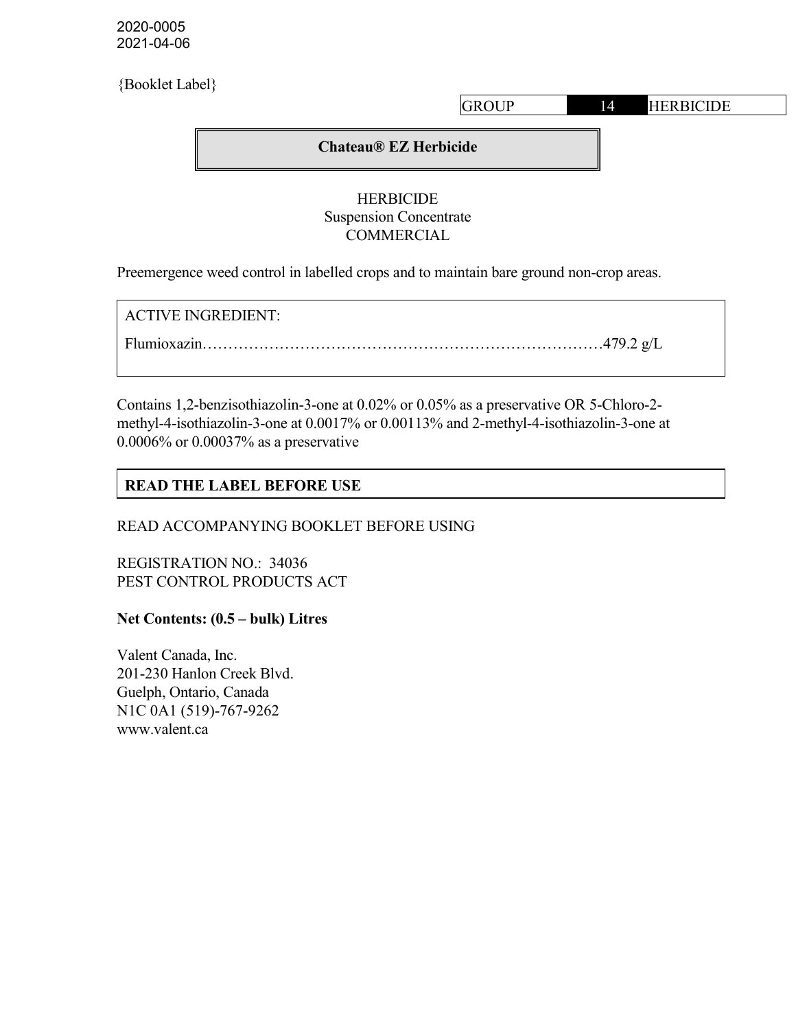2020-0005
2021-04-06

{Booklet Label}

| GROUP | 14 | HERBICIDE |
|---|---|---|

# Chateau® EZ Herbicide

HERBICIDE
Suspension Concentrate
COMMERCIAL

Preemergence weed control in labelled crops and to maintain bare ground non-crop areas.

ACTIVE INGREDIENT:

Flumioxazin……………………………………………………………………479.2 g/L

Contains 1,2-benzisothiazolin-3-one at 0.02% or 0.05% as a preservative OR 5-Chloro-2-methyl-4-isothiazolin-3-one at 0.0017% or 0.00113% and 2-methyl-4-isothiazolin-3-one at 0.0006% or 0.00037% as a preservative

**READ THE LABEL BEFORE USE**

READ ACCOMPANYING BOOKLET BEFORE USING

REGISTRATION NO.: 34036
PEST CONTROL PRODUCTS ACT

**Net Contents: (0.5 – bulk) Litres**

Valent Canada, Inc.
201-230 Hanlon Creek Blvd.
Guelph, Ontario, Canada
N1C 0A1 (519)-767-9262
www.valent.ca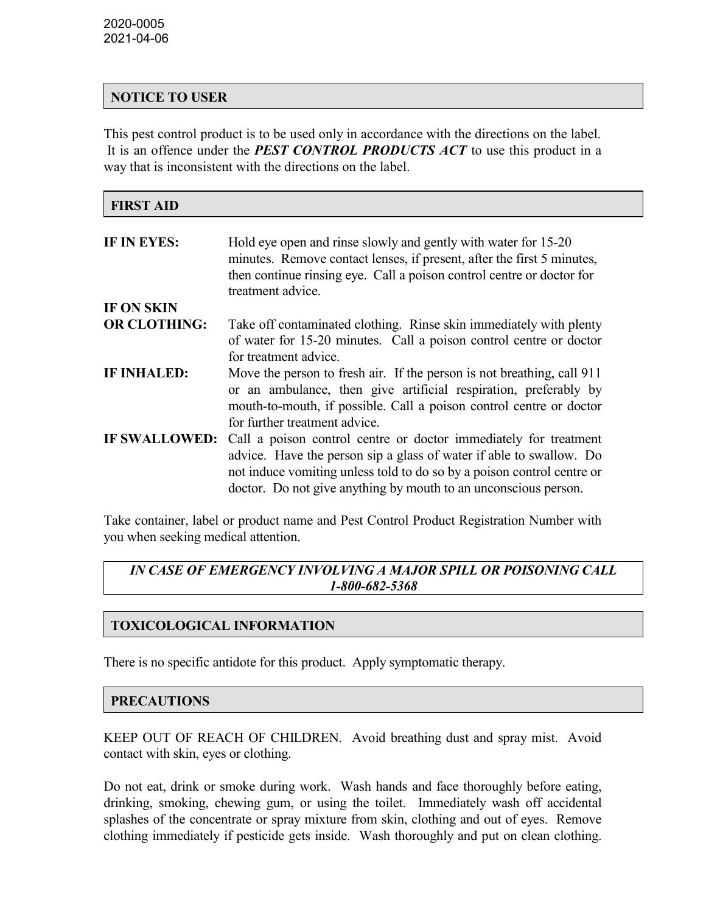2020-0005
2021-04-06

## NOTICE TO USER

This pest control product is to be used only in accordance with the directions on the label. It is an offence under the ***PEST CONTROL PRODUCTS ACT*** to use this product in a way that is inconsistent with the directions on the label.

## FIRST AID

**IF IN EYES:** Hold eye open and rinse slowly and gently with water for 15-20 minutes. Remove contact lenses, if present, after the first 5 minutes, then continue rinsing eye. Call a poison control centre or doctor for treatment advice.

**IF ON SKIN OR CLOTHING:** Take off contaminated clothing. Rinse skin immediately with plenty of water for 15-20 minutes. Call a poison control centre or doctor for treatment advice.

**IF INHALED:** Move the person to fresh air. If the person is not breathing, call 911 or an ambulance, then give artificial respiration, preferably by mouth-to-mouth, if possible. Call a poison control centre or doctor for further treatment advice.

**IF SWALLOWED:** Call a poison control centre or doctor immediately for treatment advice. Have the person sip a glass of water if able to swallow. Do not induce vomiting unless told to do so by a poison control centre or doctor. Do not give anything by mouth to an unconscious person.

Take container, label or product name and Pest Control Product Registration Number with you when seeking medical attention.

***IN CASE OF EMERGENCY INVOLVING A MAJOR SPILL OR POISONING CALL 1-800-682-5368***

## TOXICOLOGICAL INFORMATION

There is no specific antidote for this product. Apply symptomatic therapy.

## PRECAUTIONS

KEEP OUT OF REACH OF CHILDREN. Avoid breathing dust and spray mist. Avoid contact with skin, eyes or clothing.

Do not eat, drink or smoke during work. Wash hands and face thoroughly before eating, drinking, smoking, chewing gum, or using the toilet. Immediately wash off accidental splashes of the concentrate or spray mixture from skin, clothing and out of eyes. Remove clothing immediately if pesticide gets inside. Wash thoroughly and put on clean clothing.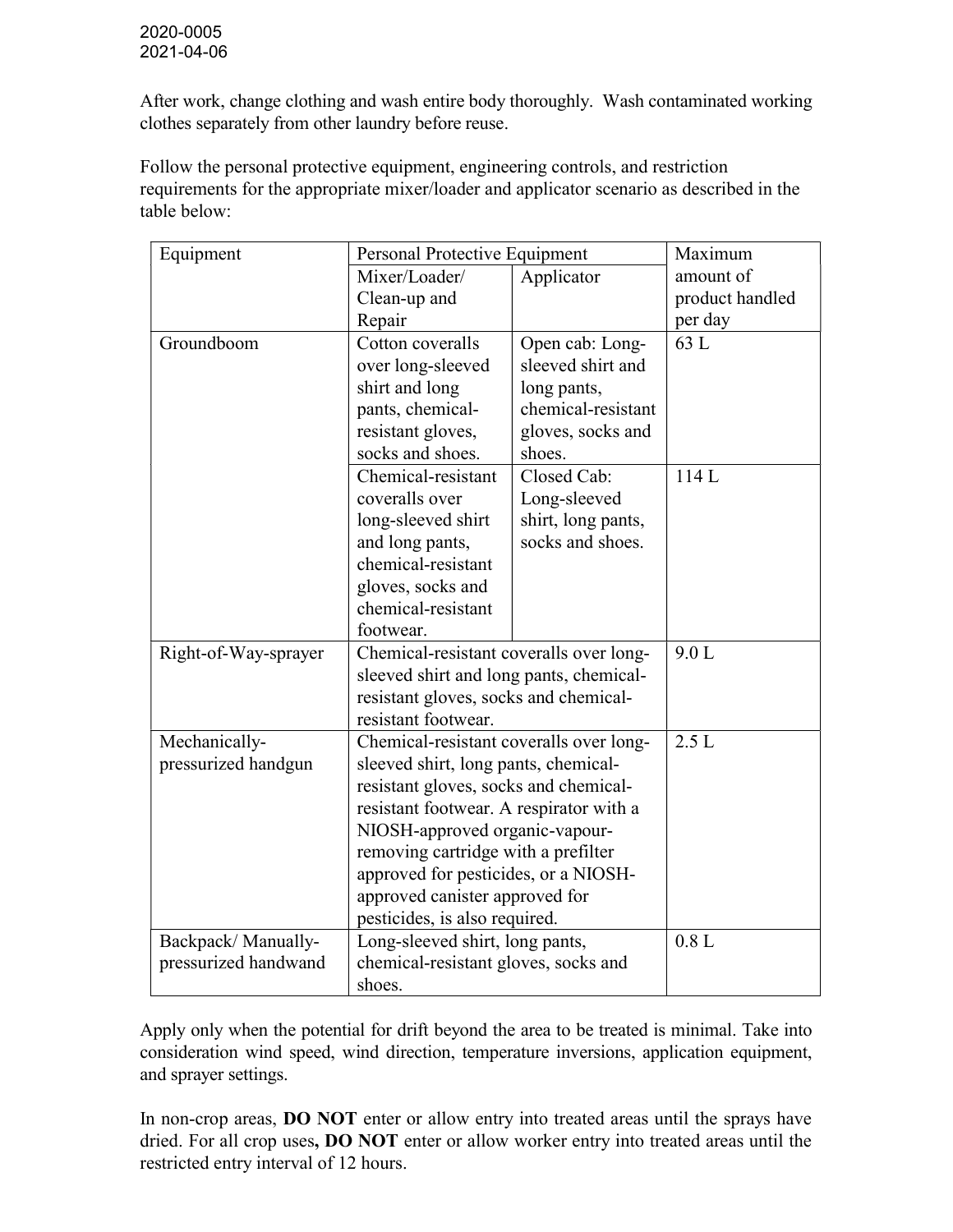After work, change clothing and wash entire body thoroughly. Wash contaminated working clothes separately from other laundry before reuse.

Follow the personal protective equipment, engineering controls, and restriction requirements for the appropriate mixer/loader and applicator scenario as described in the table below:

| Equipment | Personal Protective Equipment | | Maximum amount of product handled per day |
|---|---|---|---|
| | Mixer/Loader/ Clean-up and Repair | Applicator | |
| Groundboom | Cotton coveralls over long-sleeved shirt and long pants, chemical-resistant gloves, socks and shoes. | Open cab: Long-sleeved shirt and long pants, chemical-resistant gloves, socks and shoes. | 63 L |
| | Chemical-resistant coveralls over long-sleeved shirt and long pants, chemical-resistant gloves, socks and chemical-resistant footwear. | Closed Cab: Long-sleeved shirt, long pants, socks and shoes. | 114 L |
| Right-of-Way-sprayer | Chemical-resistant coveralls over long-sleeved shirt and long pants, chemical-resistant gloves, socks and chemical-resistant footwear. | | 9.0 L |
| Mechanically-pressurized handgun | Chemical-resistant coveralls over long-sleeved shirt, long pants, chemical-resistant gloves, socks and chemical-resistant footwear. A respirator with a NIOSH-approved organic-vapour-removing cartridge with a prefilter approved for pesticides, or a NIOSH-approved canister approved for pesticides, is also required. | | 2.5 L |
| Backpack/ Manually-pressurized handwand | Long-sleeved shirt, long pants, chemical-resistant gloves, socks and shoes. | | 0.8 L |

Apply only when the potential for drift beyond the area to be treated is minimal. Take into consideration wind speed, wind direction, temperature inversions, application equipment, and sprayer settings.

In non-crop areas, **DO NOT** enter or allow entry into treated areas until the sprays have dried. For all crop uses**, DO NOT** enter or allow worker entry into treated areas until the restricted entry interval of 12 hours.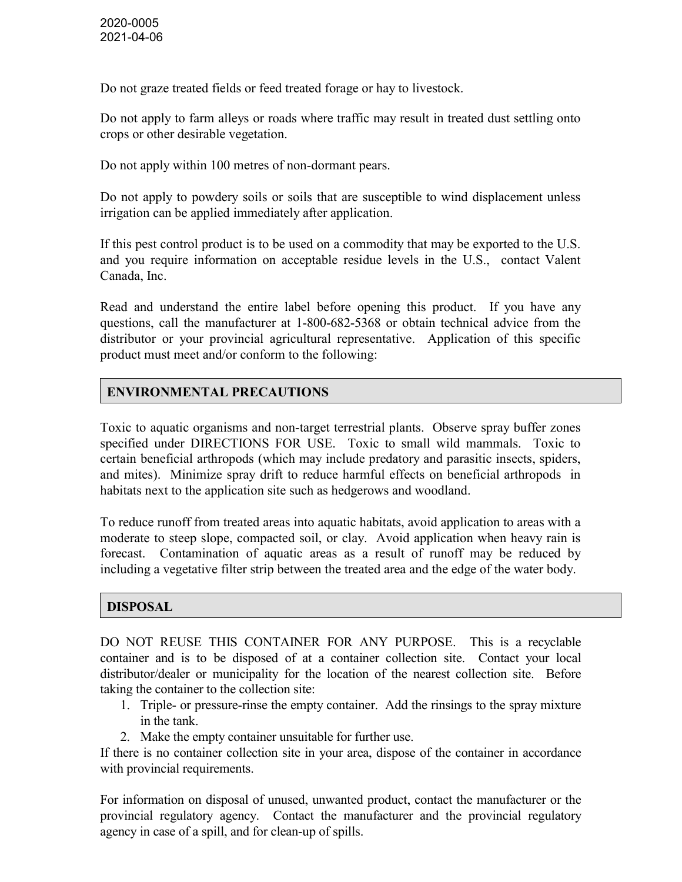Do not graze treated fields or feed treated forage or hay to livestock.

Do not apply to farm alleys or roads where traffic may result in treated dust settling onto crops or other desirable vegetation.

Do not apply within 100 metres of non-dormant pears.

Do not apply to powdery soils or soils that are susceptible to wind displacement unless irrigation can be applied immediately after application.

If this pest control product is to be used on a commodity that may be exported to the U.S. and you require information on acceptable residue levels in the U.S., contact Valent Canada, Inc.

Read and understand the entire label before opening this product. If you have any questions, call the manufacturer at 1-800-682-5368 or obtain technical advice from the distributor or your provincial agricultural representative. Application of this specific product must meet and/or conform to the following:

## ENVIRONMENTAL PRECAUTIONS

Toxic to aquatic organisms and non-target terrestrial plants. Observe spray buffer zones specified under DIRECTIONS FOR USE. Toxic to small wild mammals. Toxic to certain beneficial arthropods (which may include predatory and parasitic insects, spiders, and mites). Minimize spray drift to reduce harmful effects on beneficial arthropods in habitats next to the application site such as hedgerows and woodland.

To reduce runoff from treated areas into aquatic habitats, avoid application to areas with a moderate to steep slope, compacted soil, or clay. Avoid application when heavy rain is forecast. Contamination of aquatic areas as a result of runoff may be reduced by including a vegetative filter strip between the treated area and the edge of the water body.

## DISPOSAL

DO NOT REUSE THIS CONTAINER FOR ANY PURPOSE. This is a recyclable container and is to be disposed of at a container collection site. Contact your local distributor/dealer or municipality for the location of the nearest collection site. Before taking the container to the collection site:

1. Triple- or pressure-rinse the empty container. Add the rinsings to the spray mixture in the tank.
2. Make the empty container unsuitable for further use.

If there is no container collection site in your area, dispose of the container in accordance with provincial requirements.

For information on disposal of unused, unwanted product, contact the manufacturer or the provincial regulatory agency. Contact the manufacturer and the provincial regulatory agency in case of a spill, and for clean-up of spills.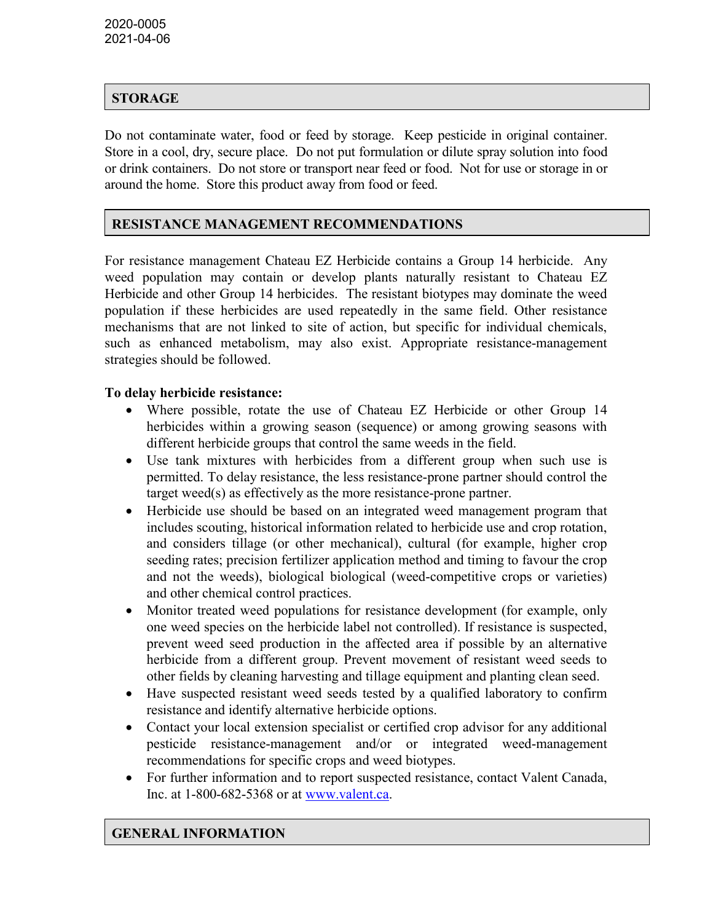## STORAGE

Do not contaminate water, food or feed by storage. Keep pesticide in original container. Store in a cool, dry, secure place. Do not put formulation or dilute spray solution into food or drink containers. Do not store or transport near feed or food. Not for use or storage in or around the home. Store this product away from food or feed.

## RESISTANCE MANAGEMENT RECOMMENDATIONS

For resistance management Chateau EZ Herbicide contains a Group 14 herbicide. Any weed population may contain or develop plants naturally resistant to Chateau EZ Herbicide and other Group 14 herbicides. The resistant biotypes may dominate the weed population if these herbicides are used repeatedly in the same field. Other resistance mechanisms that are not linked to site of action, but specific for individual chemicals, such as enhanced metabolism, may also exist. Appropriate resistance-management strategies should be followed.

**To delay herbicide resistance:**

- Where possible, rotate the use of Chateau EZ Herbicide or other Group 14 herbicides within a growing season (sequence) or among growing seasons with different herbicide groups that control the same weeds in the field.
- Use tank mixtures with herbicides from a different group when such use is permitted. To delay resistance, the less resistance-prone partner should control the target weed(s) as effectively as the more resistance-prone partner.
- Herbicide use should be based on an integrated weed management program that includes scouting, historical information related to herbicide use and crop rotation, and considers tillage (or other mechanical), cultural (for example, higher crop seeding rates; precision fertilizer application method and timing to favour the crop and not the weeds), biological biological (weed-competitive crops or varieties) and other chemical control practices.
- Monitor treated weed populations for resistance development (for example, only one weed species on the herbicide label not controlled). If resistance is suspected, prevent weed seed production in the affected area if possible by an alternative herbicide from a different group. Prevent movement of resistant weed seeds to other fields by cleaning harvesting and tillage equipment and planting clean seed.
- Have suspected resistant weed seeds tested by a qualified laboratory to confirm resistance and identify alternative herbicide options.
- Contact your local extension specialist or certified crop advisor for any additional pesticide resistance-management and/or or integrated weed-management recommendations for specific crops and weed biotypes.
- For further information and to report suspected resistance, contact Valent Canada, Inc. at 1-800-682-5368 or at www.valent.ca.

## GENERAL INFORMATION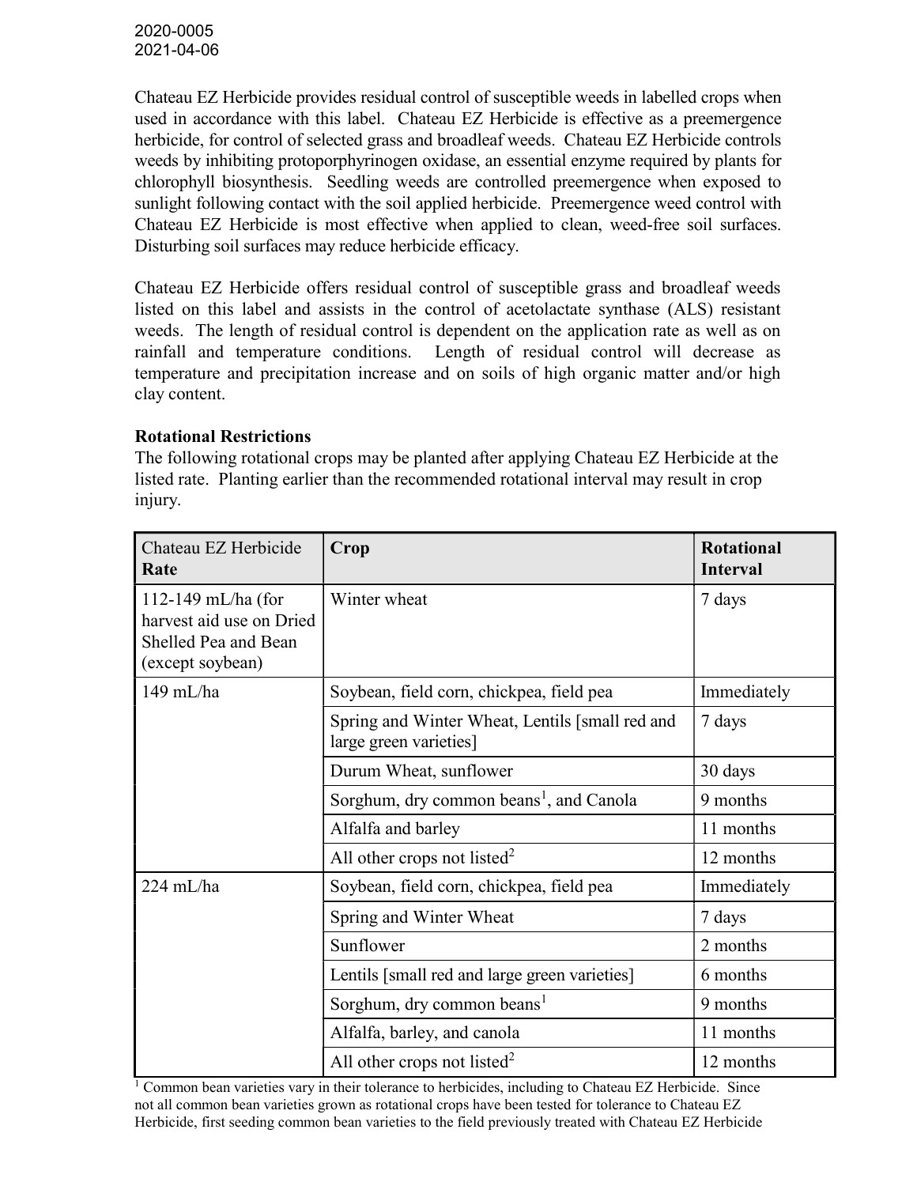2020-0005
2021-04-06

Chateau EZ Herbicide provides residual control of susceptible weeds in labelled crops when used in accordance with this label. Chateau EZ Herbicide is effective as a preemergence herbicide, for control of selected grass and broadleaf weeds. Chateau EZ Herbicide controls weeds by inhibiting protoporphyrinogen oxidase, an essential enzyme required by plants for chlorophyll biosynthesis. Seedling weeds are controlled preemergence when exposed to sunlight following contact with the soil applied herbicide. Preemergence weed control with Chateau EZ Herbicide is most effective when applied to clean, weed-free soil surfaces. Disturbing soil surfaces may reduce herbicide efficacy.

Chateau EZ Herbicide offers residual control of susceptible grass and broadleaf weeds listed on this label and assists in the control of acetolactate synthase (ALS) resistant weeds. The length of residual control is dependent on the application rate as well as on rainfall and temperature conditions. Length of residual control will decrease as temperature and precipitation increase and on soils of high organic matter and/or high clay content.

**Rotational Restrictions**

The following rotational crops may be planted after applying Chateau EZ Herbicide at the listed rate. Planting earlier than the recommended rotational interval may result in crop injury.

| Chateau EZ Herbicide **Rate** | **Crop** | **Rotational Interval** |
|---|---|---|
| 112-149 mL/ha (for harvest aid use on Dried Shelled Pea and Bean (except soybean) | Winter wheat | 7 days |
| 149 mL/ha | Soybean, field corn, chickpea, field pea | Immediately |
| | Spring and Winter Wheat, Lentils [small red and large green varieties] | 7 days |
| | Durum Wheat, sunflower | 30 days |
| | Sorghum, dry common beans[1], and Canola | 9 months |
| | Alfalfa and barley | 11 months |
| | All other crops not listed[2] | 12 months |
| 224 mL/ha | Soybean, field corn, chickpea, field pea | Immediately |
| | Spring and Winter Wheat | 7 days |
| | Sunflower | 2 months |
| | Lentils [small red and large green varieties] | 6 months |
| | Sorghum, dry common beans[1] | 9 months |
| | Alfalfa, barley, and canola | 11 months |
| | All other crops not listed[2] | 12 months |

[1] Common bean varieties vary in their tolerance to herbicides, including to Chateau EZ Herbicide. Since not all common bean varieties grown as rotational crops have been tested for tolerance to Chateau EZ Herbicide, first seeding common bean varieties to the field previously treated with Chateau EZ Herbicide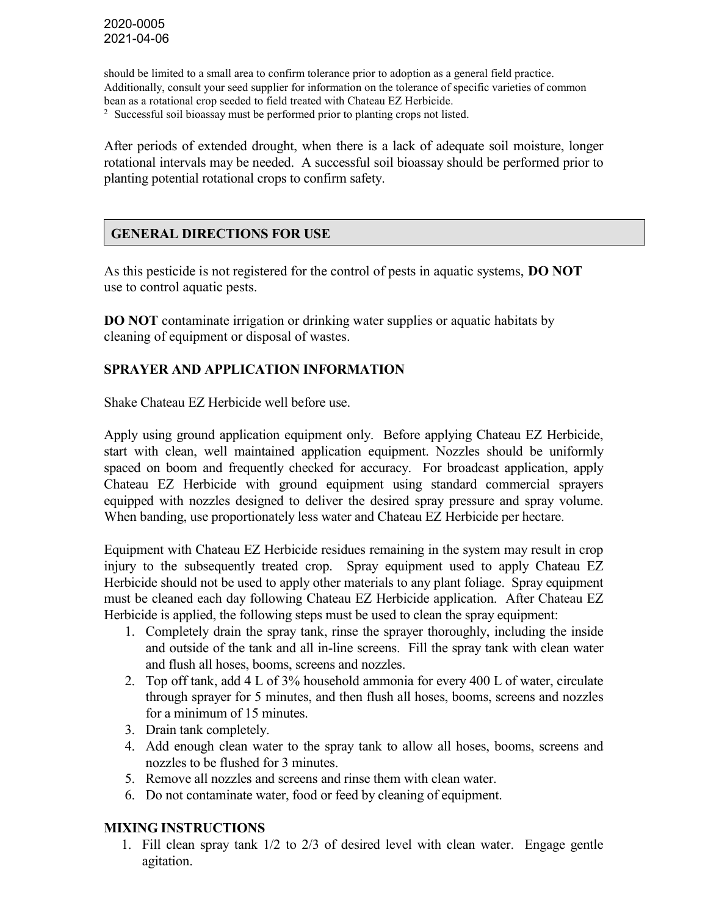should be limited to a small area to confirm tolerance prior to adoption as a general field practice. Additionally, consult your seed supplier for information on the tolerance of specific varieties of common bean as a rotational crop seeded to field treated with Chateau EZ Herbicide.

[2] Successful soil bioassay must be performed prior to planting crops not listed.

After periods of extended drought, when there is a lack of adequate soil moisture, longer rotational intervals may be needed. A successful soil bioassay should be performed prior to planting potential rotational crops to confirm safety.

## GENERAL DIRECTIONS FOR USE

As this pesticide is not registered for the control of pests in aquatic systems, **DO NOT** use to control aquatic pests.

**DO NOT** contaminate irrigation or drinking water supplies or aquatic habitats by cleaning of equipment or disposal of wastes.

### SPRAYER AND APPLICATION INFORMATION

Shake Chateau EZ Herbicide well before use.

Apply using ground application equipment only. Before applying Chateau EZ Herbicide, start with clean, well maintained application equipment. Nozzles should be uniformly spaced on boom and frequently checked for accuracy. For broadcast application, apply Chateau EZ Herbicide with ground equipment using standard commercial sprayers equipped with nozzles designed to deliver the desired spray pressure and spray volume. When banding, use proportionately less water and Chateau EZ Herbicide per hectare.

Equipment with Chateau EZ Herbicide residues remaining in the system may result in crop injury to the subsequently treated crop. Spray equipment used to apply Chateau EZ Herbicide should not be used to apply other materials to any plant foliage. Spray equipment must be cleaned each day following Chateau EZ Herbicide application. After Chateau EZ Herbicide is applied, the following steps must be used to clean the spray equipment:

1. Completely drain the spray tank, rinse the sprayer thoroughly, including the inside and outside of the tank and all in-line screens. Fill the spray tank with clean water and flush all hoses, booms, screens and nozzles.
2. Top off tank, add 4 L of 3% household ammonia for every 400 L of water, circulate through sprayer for 5 minutes, and then flush all hoses, booms, screens and nozzles for a minimum of 15 minutes.
3. Drain tank completely.
4. Add enough clean water to the spray tank to allow all hoses, booms, screens and nozzles to be flushed for 3 minutes.
5. Remove all nozzles and screens and rinse them with clean water.
6. Do not contaminate water, food or feed by cleaning of equipment.

### MIXING INSTRUCTIONS

1. Fill clean spray tank 1/2 to 2/3 of desired level with clean water. Engage gentle agitation.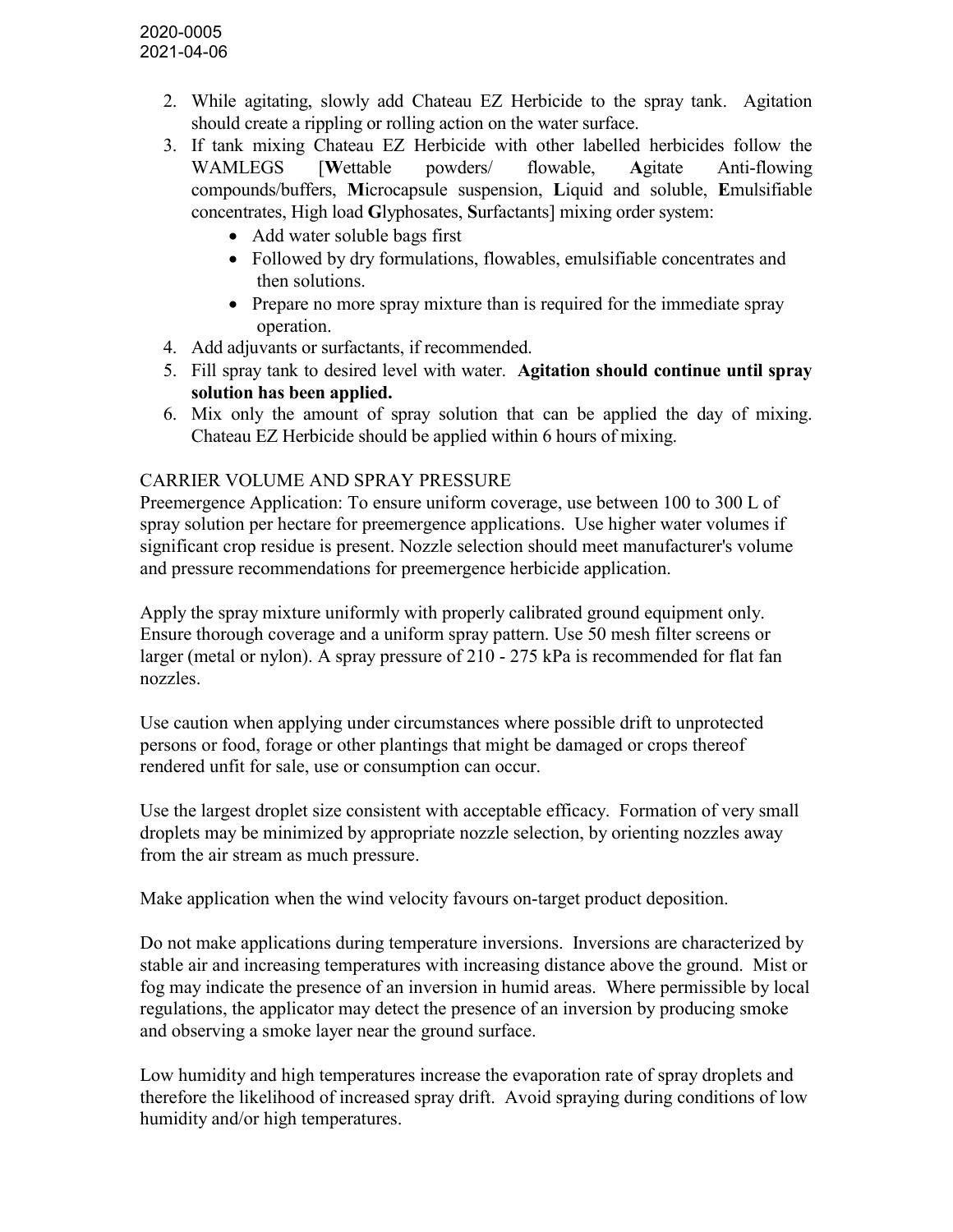2. While agitating, slowly add Chateau EZ Herbicide to the spray tank. Agitation should create a rippling or rolling action on the water surface.
3. If tank mixing Chateau EZ Herbicide with other labelled herbicides follow the WAMLEGS [**W**ettable powders/ flowable, **A**gitate Anti-flowing compounds/buffers, **M**icrocapsule suspension, **L**iquid and soluble, **E**mulsifiable concentrates, High load **G**lyphosates, **S**urfactants] mixing order system:
   - Add water soluble bags first
   - Followed by dry formulations, flowables, emulsifiable concentrates and then solutions.
   - Prepare no more spray mixture than is required for the immediate spray operation.
4. Add adjuvants or surfactants, if recommended.
5. Fill spray tank to desired level with water. **Agitation should continue until spray solution has been applied.**
6. Mix only the amount of spray solution that can be applied the day of mixing. Chateau EZ Herbicide should be applied within 6 hours of mixing.

CARRIER VOLUME AND SPRAY PRESSURE

Preemergence Application: To ensure uniform coverage, use between 100 to 300 L of spray solution per hectare for preemergence applications. Use higher water volumes if significant crop residue is present. Nozzle selection should meet manufacturer's volume and pressure recommendations for preemergence herbicide application.

Apply the spray mixture uniformly with properly calibrated ground equipment only. Ensure thorough coverage and a uniform spray pattern. Use 50 mesh filter screens or larger (metal or nylon). A spray pressure of 210 - 275 kPa is recommended for flat fan nozzles.

Use caution when applying under circumstances where possible drift to unprotected persons or food, forage or other plantings that might be damaged or crops thereof rendered unfit for sale, use or consumption can occur.

Use the largest droplet size consistent with acceptable efficacy. Formation of very small droplets may be minimized by appropriate nozzle selection, by orienting nozzles away from the air stream as much pressure.

Make application when the wind velocity favours on-target product deposition.

Do not make applications during temperature inversions. Inversions are characterized by stable air and increasing temperatures with increasing distance above the ground. Mist or fog may indicate the presence of an inversion in humid areas. Where permissible by local regulations, the applicator may detect the presence of an inversion by producing smoke and observing a smoke layer near the ground surface.

Low humidity and high temperatures increase the evaporation rate of spray droplets and therefore the likelihood of increased spray drift. Avoid spraying during conditions of low humidity and/or high temperatures.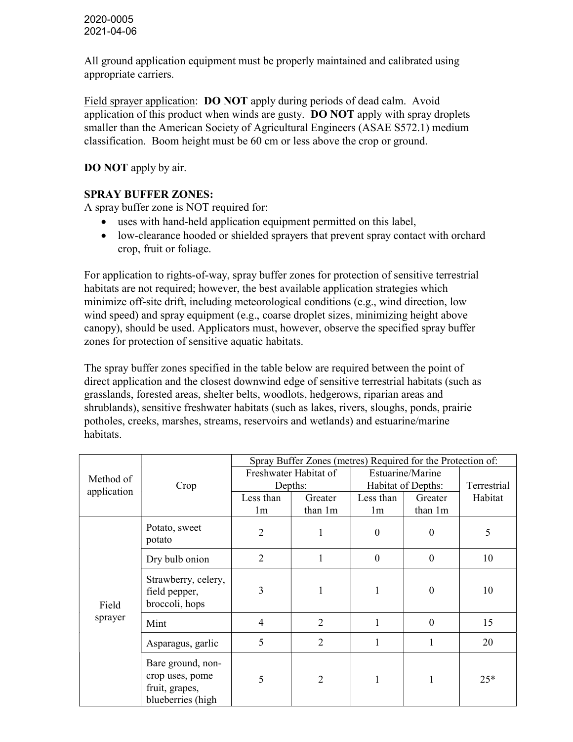2020-0005
2021-04-06

All ground application equipment must be properly maintained and calibrated using appropriate carriers.

Field sprayer application: **DO NOT** apply during periods of dead calm. Avoid application of this product when winds are gusty. **DO NOT** apply with spray droplets smaller than the American Society of Agricultural Engineers (ASAE S572.1) medium classification. Boom height must be 60 cm or less above the crop or ground.

**DO NOT** apply by air.

**SPRAY BUFFER ZONES:**

A spray buffer zone is NOT required for:

- uses with hand-held application equipment permitted on this label,
- low-clearance hooded or shielded sprayers that prevent spray contact with orchard crop, fruit or foliage.

For application to rights-of-way, spray buffer zones for protection of sensitive terrestrial habitats are not required; however, the best available application strategies which minimize off-site drift, including meteorological conditions (e.g., wind direction, low wind speed) and spray equipment (e.g., coarse droplet sizes, minimizing height above canopy), should be used. Applicators must, however, observe the specified spray buffer zones for protection of sensitive aquatic habitats.

The spray buffer zones specified in the table below are required between the point of direct application and the closest downwind edge of sensitive terrestrial habitats (such as grasslands, forested areas, shelter belts, woodlots, hedgerows, riparian areas and shrublands), sensitive freshwater habitats (such as lakes, rivers, sloughs, ponds, prairie potholes, creeks, marshes, streams, reservoirs and wetlands) and estuarine/marine habitats.

| Method of application | Crop | Spray Buffer Zones (metres) Required for the Protection of: | | | | |
|---|---|---|---|---|---|---|
| | | Freshwater Habitat of Depths: | | Estuarine/Marine Habitat of Depths: | | Terrestrial Habitat |
| | | Less than 1m | Greater than 1m | Less than 1m | Greater than 1m | |
| Field sprayer | Potato, sweet potato | 2 | 1 | 0 | 0 | 5 |
| | Dry bulb onion | 2 | 1 | 0 | 0 | 10 |
| | Strawberry, celery, field pepper, broccoli, hops | 3 | 1 | 1 | 0 | 10 |
| | Mint | 4 | 2 | 1 | 0 | 15 |
| | Asparagus, garlic | 5 | 2 | 1 | 1 | 20 |
| | Bare ground, non-crop uses, pome fruit, grapes, blueberries (high | 5 | 2 | 1 | 1 | 25* |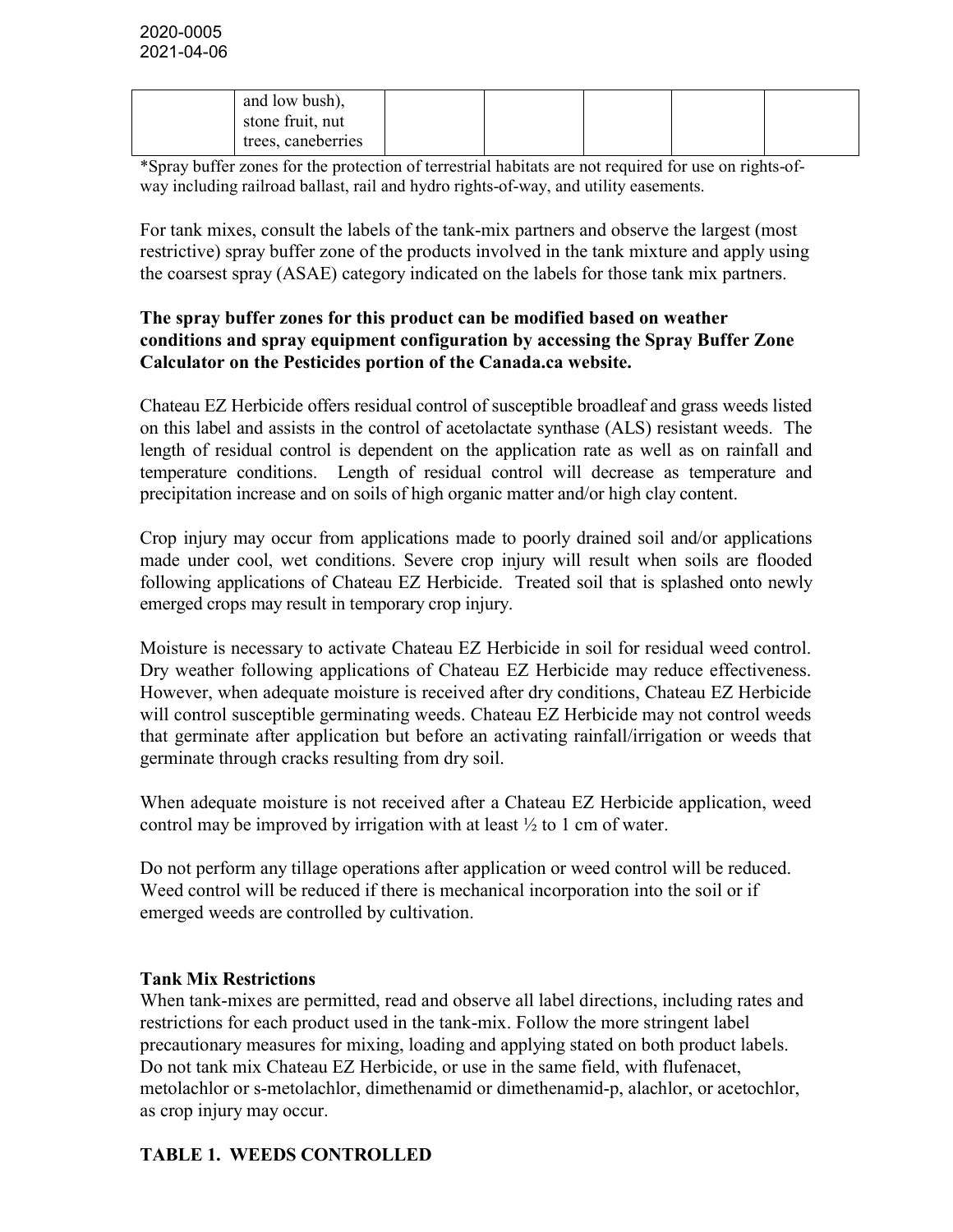| | and low bush), stone fruit, nut trees, caneberries | | | | | |
|---|---|---|---|---|---|---|

*Spray buffer zones for the protection of terrestrial habitats are not required for use on rights-of-way including railroad ballast, rail and hydro rights-of-way, and utility easements.

For tank mixes, consult the labels of the tank-mix partners and observe the largest (most restrictive) spray buffer zone of the products involved in the tank mixture and apply using the coarsest spray (ASAE) category indicated on the labels for those tank mix partners.

**The spray buffer zones for this product can be modified based on weather conditions and spray equipment configuration by accessing the Spray Buffer Zone Calculator on the Pesticides portion of the Canada.ca website.**

Chateau EZ Herbicide offers residual control of susceptible broadleaf and grass weeds listed on this label and assists in the control of acetolactate synthase (ALS) resistant weeds. The length of residual control is dependent on the application rate as well as on rainfall and temperature conditions. Length of residual control will decrease as temperature and precipitation increase and on soils of high organic matter and/or high clay content.

Crop injury may occur from applications made to poorly drained soil and/or applications made under cool, wet conditions. Severe crop injury will result when soils are flooded following applications of Chateau EZ Herbicide. Treated soil that is splashed onto newly emerged crops may result in temporary crop injury.

Moisture is necessary to activate Chateau EZ Herbicide in soil for residual weed control. Dry weather following applications of Chateau EZ Herbicide may reduce effectiveness. However, when adequate moisture is received after dry conditions, Chateau EZ Herbicide will control susceptible germinating weeds. Chateau EZ Herbicide may not control weeds that germinate after application but before an activating rainfall/irrigation or weeds that germinate through cracks resulting from dry soil.

When adequate moisture is not received after a Chateau EZ Herbicide application, weed control may be improved by irrigation with at least ½ to 1 cm of water.

Do not perform any tillage operations after application or weed control will be reduced. Weed control will be reduced if there is mechanical incorporation into the soil or if emerged weeds are controlled by cultivation.

**Tank Mix Restrictions**

When tank-mixes are permitted, read and observe all label directions, including rates and restrictions for each product used in the tank-mix. Follow the more stringent label precautionary measures for mixing, loading and applying stated on both product labels. Do not tank mix Chateau EZ Herbicide, or use in the same field, with flufenacet, metolachlor or s-metolachlor, dimethenamid or dimethenamid-p, alachlor, or acetochlor, as crop injury may occur.

**TABLE 1. WEEDS CONTROLLED**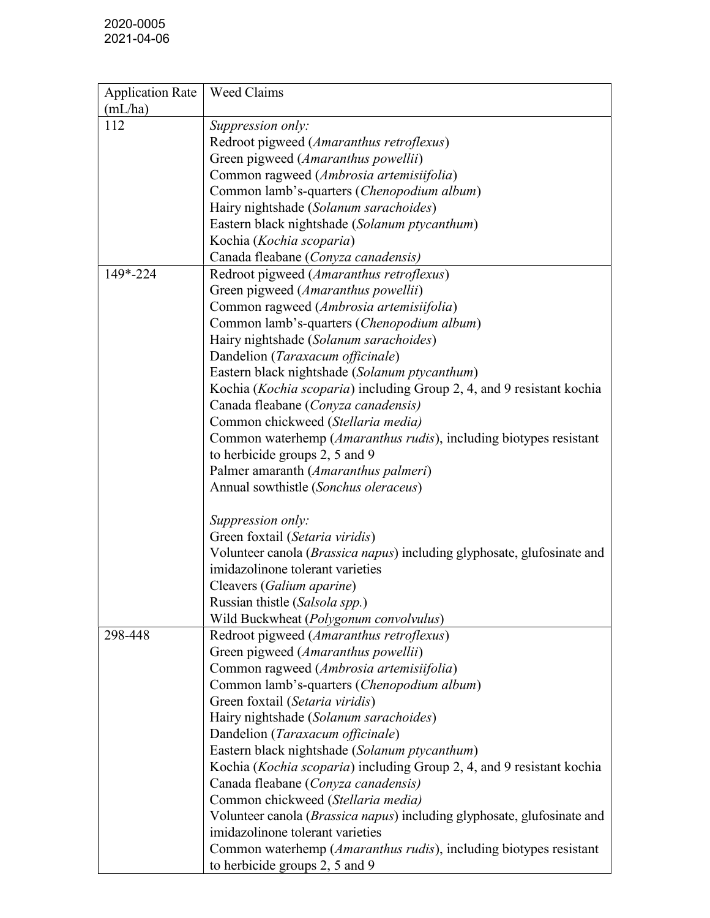2020-0005
2021-04-06

| Application Rate (mL/ha) | Weed Claims |
|---|---|
| 112 | *Suppression only:*<br>Redroot pigweed (*Amaranthus retroflexus*)<br>Green pigweed (*Amaranthus powellii*)<br>Common ragweed (*Ambrosia artemisiifolia*)<br>Common lamb's-quarters (*Chenopodium album*)<br>Hairy nightshade (*Solanum sarachoides*)<br>Eastern black nightshade (*Solanum ptycanthum*)<br>Kochia (*Kochia scoparia*)<br>Canada fleabane (*Conyza canadensis)* |
| 149*-224 | Redroot pigweed (*Amaranthus retroflexus*)<br>Green pigweed (*Amaranthus powellii*)<br>Common ragweed (*Ambrosia artemisiifolia*)<br>Common lamb's-quarters (*Chenopodium album*)<br>Hairy nightshade (*Solanum sarachoides*)<br>Dandelion (*Taraxacum officinale*)<br>Eastern black nightshade (*Solanum ptycanthum*)<br>Kochia (*Kochia scoparia*) including Group 2, 4, and 9 resistant kochia<br>Canada fleabane (*Conyza canadensis)*<br>Common chickweed (*Stellaria media)*<br>Common waterhemp (*Amaranthus rudis*), including biotypes resistant to herbicide groups 2, 5 and 9<br>Palmer amaranth (*Amaranthus palmeri*)<br>Annual sowthistle (*Sonchus oleraceus*)<br><br>*Suppression only:*<br>Green foxtail (*Setaria viridis*)<br>Volunteer canola (*Brassica napus*) including glyphosate, glufosinate and imidazolinone tolerant varieties<br>Cleavers (*Galium aparine*)<br>Russian thistle (*Salsola spp.*)<br>Wild Buckwheat (*Polygonum convolvulus*) |
| 298-448 | Redroot pigweed (*Amaranthus retroflexus*)<br>Green pigweed (*Amaranthus powellii*)<br>Common ragweed (*Ambrosia artemisiifolia*)<br>Common lamb's-quarters (*Chenopodium album*)<br>Green foxtail (*Setaria viridis*)<br>Hairy nightshade (*Solanum sarachoides*)<br>Dandelion (*Taraxacum officinale*)<br>Eastern black nightshade (*Solanum ptycanthum*)<br>Kochia (*Kochia scoparia*) including Group 2, 4, and 9 resistant kochia<br>Canada fleabane (*Conyza canadensis)*<br>Common chickweed (*Stellaria media)*<br>Volunteer canola (*Brassica napus*) including glyphosate, glufosinate and imidazolinone tolerant varieties<br>Common waterhemp (*Amaranthus rudis*), including biotypes resistant to herbicide groups 2, 5 and 9 |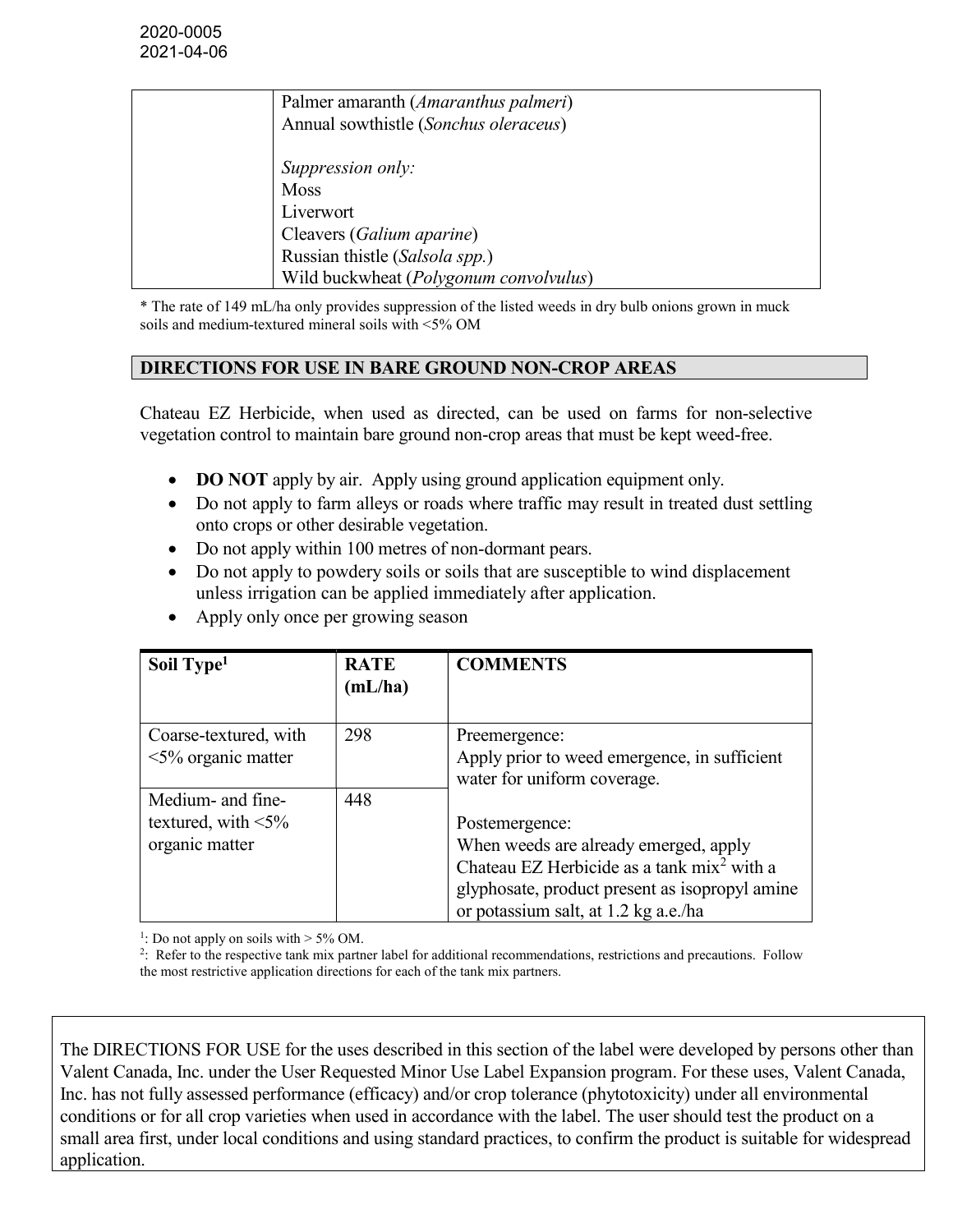2020-0005
2021-04-06

| | |
|---|---|
| | Palmer amaranth (*Amaranthus palmeri*)<br>Annual sowthistle (*Sonchus oleraceus*)<br><br>*Suppression only:*<br>Moss<br>Liverwort<br>Cleavers (*Galium aparine*)<br>Russian thistle (*Salsola spp.*)<br>Wild buckwheat (*Polygonum convolvulus*) |

* The rate of 149 mL/ha only provides suppression of the listed weeds in dry bulb onions grown in muck soils and medium-textured mineral soils with <5% OM

## DIRECTIONS FOR USE IN BARE GROUND NON-CROP AREAS

Chateau EZ Herbicide, when used as directed, can be used on farms for non-selective vegetation control to maintain bare ground non-crop areas that must be kept weed-free.

- **DO NOT** apply by air. Apply using ground application equipment only.
- Do not apply to farm alleys or roads where traffic may result in treated dust settling onto crops or other desirable vegetation.
- Do not apply within 100 metres of non-dormant pears.
- Do not apply to powdery soils or soils that are susceptible to wind displacement unless irrigation can be applied immediately after application.
- Apply only once per growing season

| Soil Type[1] | RATE (mL/ha) | COMMENTS |
|---|---|---|
| Coarse-textured, with <5% organic matter | 298 | Preemergence:<br>Apply prior to weed emergence, in sufficient water for uniform coverage.<br><br>Postemergence:<br>When weeds are already emerged, apply Chateau EZ Herbicide as a tank mix[2] with a glyphosate, product present as isopropyl amine or potassium salt, at 1.2 kg a.e./ha |
| Medium- and fine-textured, with <5% organic matter | 448 | |

[1]: Do not apply on soils with > 5% OM.
[2]: Refer to the respective tank mix partner label for additional recommendations, restrictions and precautions. Follow the most restrictive application directions for each of the tank mix partners.

The DIRECTIONS FOR USE for the uses described in this section of the label were developed by persons other than Valent Canada, Inc. under the User Requested Minor Use Label Expansion program. For these uses, Valent Canada, Inc. has not fully assessed performance (efficacy) and/or crop tolerance (phytotoxicity) under all environmental conditions or for all crop varieties when used in accordance with the label. The user should test the product on a small area first, under local conditions and using standard practices, to confirm the product is suitable for widespread application.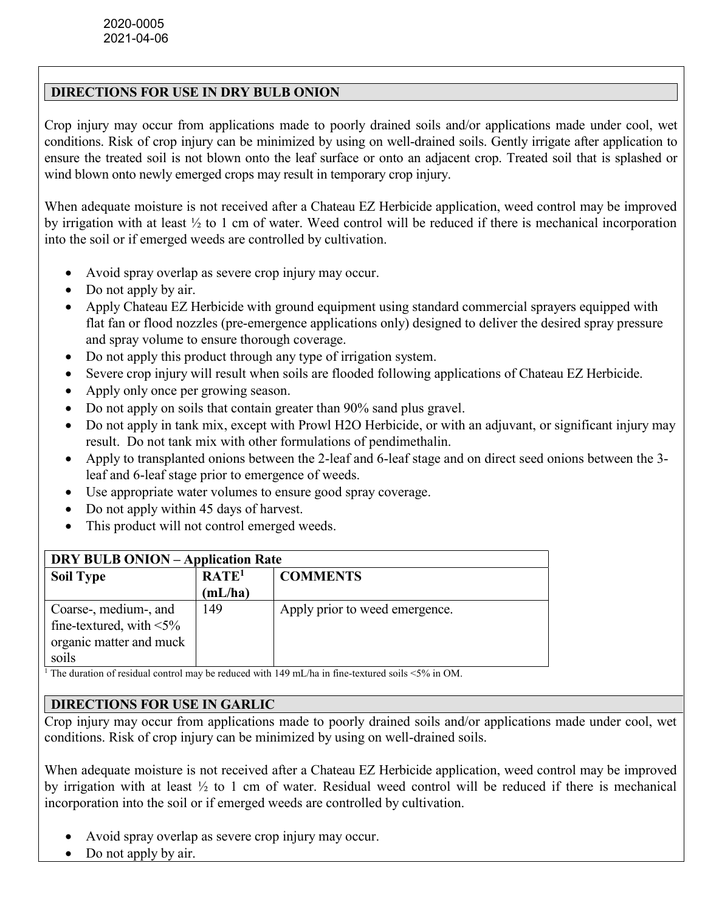2020-0005
2021-04-06

## DIRECTIONS FOR USE IN DRY BULB ONION

Crop injury may occur from applications made to poorly drained soils and/or applications made under cool, wet conditions. Risk of crop injury can be minimized by using on well-drained soils. Gently irrigate after application to ensure the treated soil is not blown onto the leaf surface or onto an adjacent crop. Treated soil that is splashed or wind blown onto newly emerged crops may result in temporary crop injury.

When adequate moisture is not received after a Chateau EZ Herbicide application, weed control may be improved by irrigation with at least ½ to 1 cm of water. Weed control will be reduced if there is mechanical incorporation into the soil or if emerged weeds are controlled by cultivation.

- Avoid spray overlap as severe crop injury may occur.
- Do not apply by air.
- Apply Chateau EZ Herbicide with ground equipment using standard commercial sprayers equipped with flat fan or flood nozzles (pre-emergence applications only) designed to deliver the desired spray pressure and spray volume to ensure thorough coverage.
- Do not apply this product through any type of irrigation system.
- Severe crop injury will result when soils are flooded following applications of Chateau EZ Herbicide.
- Apply only once per growing season.
- Do not apply on soils that contain greater than 90% sand plus gravel.
- Do not apply in tank mix, except with Prowl H2O Herbicide, or with an adjuvant, or significant injury may result. Do not tank mix with other formulations of pendimethalin.
- Apply to transplanted onions between the 2-leaf and 6-leaf stage and on direct seed onions between the 3-leaf and 6-leaf stage prior to emergence of weeds.
- Use appropriate water volumes to ensure good spray coverage.
- Do not apply within 45 days of harvest.
- This product will not control emerged weeds.

| DRY BULB ONION – Application Rate | | |
|---|---|---|
| **Soil Type** | **RATE[1] (mL/ha)** | **COMMENTS** |
| Coarse-, medium-, and fine-textured, with <5% organic matter and muck soils | 149 | Apply prior to weed emergence. |

[1] The duration of residual control may be reduced with 149 mL/ha in fine-textured soils <5% in OM.

## DIRECTIONS FOR USE IN GARLIC

Crop injury may occur from applications made to poorly drained soils and/or applications made under cool, wet conditions. Risk of crop injury can be minimized by using on well-drained soils.

When adequate moisture is not received after a Chateau EZ Herbicide application, weed control may be improved by irrigation with at least ½ to 1 cm of water. Residual weed control will be reduced if there is mechanical incorporation into the soil or if emerged weeds are controlled by cultivation.

- Avoid spray overlap as severe crop injury may occur.
- Do not apply by air.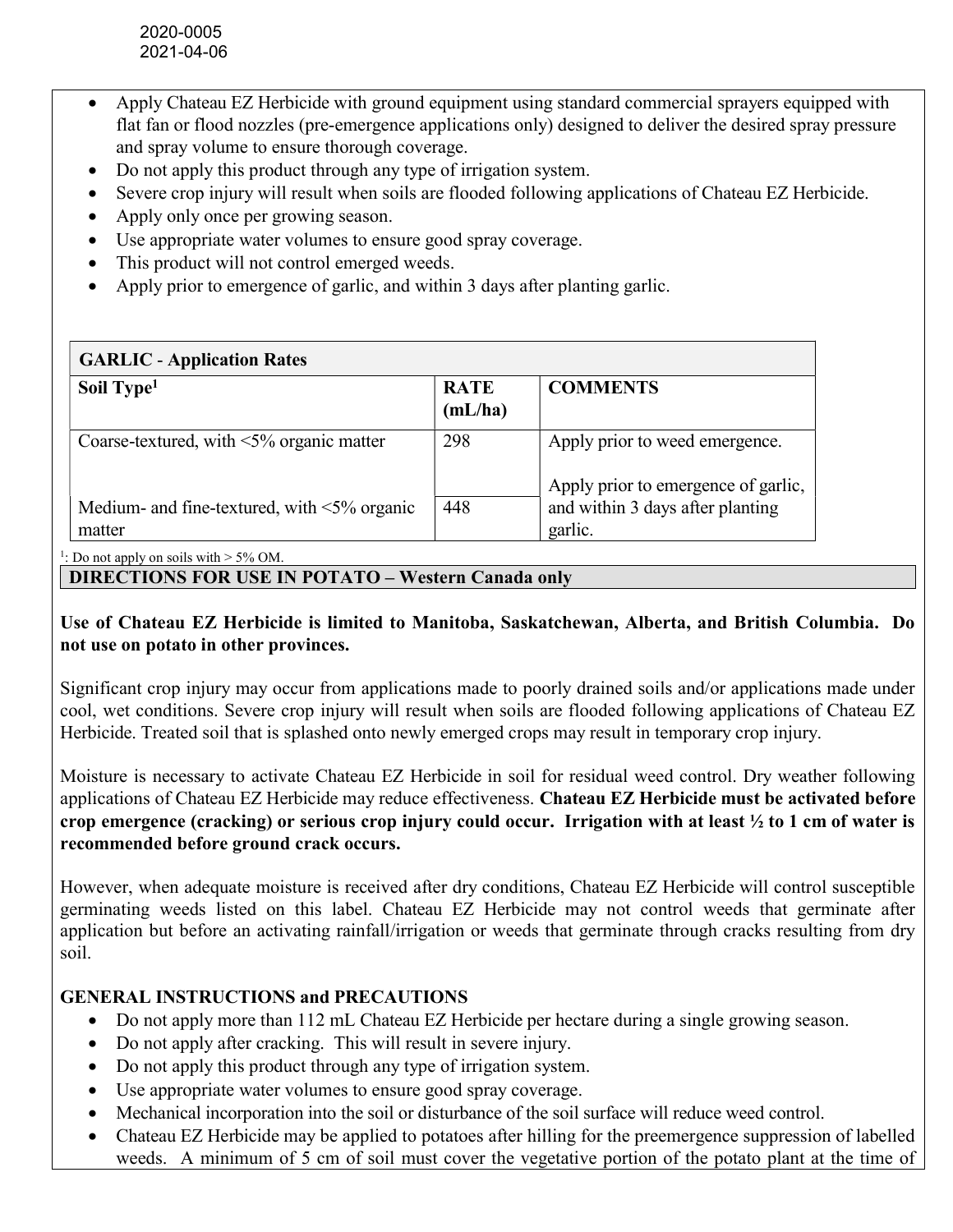- Apply Chateau EZ Herbicide with ground equipment using standard commercial sprayers equipped with flat fan or flood nozzles (pre-emergence applications only) designed to deliver the desired spray pressure and spray volume to ensure thorough coverage.
- Do not apply this product through any type of irrigation system.
- Severe crop injury will result when soils are flooded following applications of Chateau EZ Herbicide.
- Apply only once per growing season.
- Use appropriate water volumes to ensure good spray coverage.
- This product will not control emerged weeds.
- Apply prior to emergence of garlic, and within 3 days after planting garlic.

| GARLIC - Application Rates | | |
|---|---|---|
| **Soil Type[1]** | **RATE (mL/ha)** | **COMMENTS** |
| Coarse-textured, with <5% organic matter | 298 | Apply prior to weed emergence.<br><br>Apply prior to emergence of garlic, and within 3 days after planting garlic. |
| Medium- and fine-textured, with <5% organic matter | 448 | |

[1]: Do not apply on soils with > 5% OM.

## DIRECTIONS FOR USE IN POTATO – Western Canada only

**Use of Chateau EZ Herbicide is limited to Manitoba, Saskatchewan, Alberta, and British Columbia. Do not use on potato in other provinces.**

Significant crop injury may occur from applications made to poorly drained soils and/or applications made under cool, wet conditions. Severe crop injury will result when soils are flooded following applications of Chateau EZ Herbicide. Treated soil that is splashed onto newly emerged crops may result in temporary crop injury.

Moisture is necessary to activate Chateau EZ Herbicide in soil for residual weed control. Dry weather following applications of Chateau EZ Herbicide may reduce effectiveness. **Chateau EZ Herbicide must be activated before crop emergence (cracking) or serious crop injury could occur. Irrigation with at least ½ to 1 cm of water is recommended before ground crack occurs.**

However, when adequate moisture is received after dry conditions, Chateau EZ Herbicide will control susceptible germinating weeds listed on this label. Chateau EZ Herbicide may not control weeds that germinate after application but before an activating rainfall/irrigation or weeds that germinate through cracks resulting from dry soil.

### GENERAL INSTRUCTIONS and PRECAUTIONS

- Do not apply more than 112 mL Chateau EZ Herbicide per hectare during a single growing season.
- Do not apply after cracking. This will result in severe injury.
- Do not apply this product through any type of irrigation system.
- Use appropriate water volumes to ensure good spray coverage.
- Mechanical incorporation into the soil or disturbance of the soil surface will reduce weed control.
- Chateau EZ Herbicide may be applied to potatoes after hilling for the preemergence suppression of labelled weeds. A minimum of 5 cm of soil must cover the vegetative portion of the potato plant at the time of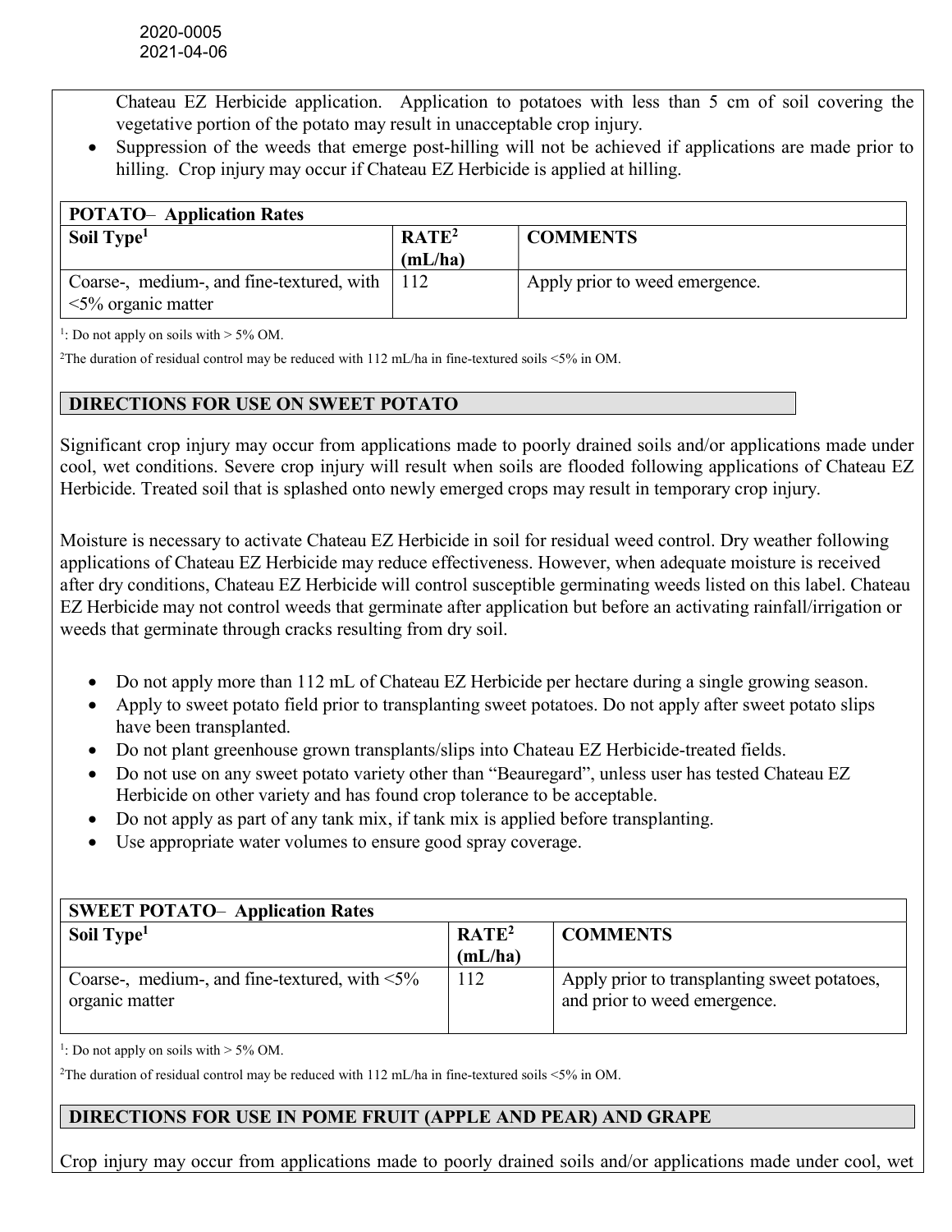Chateau EZ Herbicide application. Application to potatoes with less than 5 cm of soil covering the vegetative portion of the potato may result in unacceptable crop injury.

- Suppression of the weeds that emerge post-hilling will not be achieved if applications are made prior to hilling. Crop injury may occur if Chateau EZ Herbicide is applied at hilling.

| POTATO– Application Rates | | |
|---|---|---|
| **Soil Type[1]** | **RATE[2] (mL/ha)** | **COMMENTS** |
| Coarse-, medium-, and fine-textured, with <5% organic matter | 112 | Apply prior to weed emergence. |

[1]: Do not apply on soils with > 5% OM.

[2]The duration of residual control may be reduced with 112 mL/ha in fine-textured soils <5% in OM.

## DIRECTIONS FOR USE ON SWEET POTATO

Significant crop injury may occur from applications made to poorly drained soils and/or applications made under cool, wet conditions. Severe crop injury will result when soils are flooded following applications of Chateau EZ Herbicide. Treated soil that is splashed onto newly emerged crops may result in temporary crop injury.

Moisture is necessary to activate Chateau EZ Herbicide in soil for residual weed control. Dry weather following applications of Chateau EZ Herbicide may reduce effectiveness. However, when adequate moisture is received after dry conditions, Chateau EZ Herbicide will control susceptible germinating weeds listed on this label. Chateau EZ Herbicide may not control weeds that germinate after application but before an activating rainfall/irrigation or weeds that germinate through cracks resulting from dry soil.

- Do not apply more than 112 mL of Chateau EZ Herbicide per hectare during a single growing season.
- Apply to sweet potato field prior to transplanting sweet potatoes. Do not apply after sweet potato slips have been transplanted.
- Do not plant greenhouse grown transplants/slips into Chateau EZ Herbicide-treated fields.
- Do not use on any sweet potato variety other than "Beauregard", unless user has tested Chateau EZ Herbicide on other variety and has found crop tolerance to be acceptable.
- Do not apply as part of any tank mix, if tank mix is applied before transplanting.
- Use appropriate water volumes to ensure good spray coverage.

| SWEET POTATO– Application Rates | | |
|---|---|---|
| **Soil Type[1]** | **RATE[2] (mL/ha)** | **COMMENTS** |
| Coarse-, medium-, and fine-textured, with <5% organic matter | 112 | Apply prior to transplanting sweet potatoes, and prior to weed emergence. |

[1]: Do not apply on soils with > 5% OM.

[2]The duration of residual control may be reduced with 112 mL/ha in fine-textured soils <5% in OM.

## DIRECTIONS FOR USE IN POME FRUIT (APPLE AND PEAR) AND GRAPE

Crop injury may occur from applications made to poorly drained soils and/or applications made under cool, wet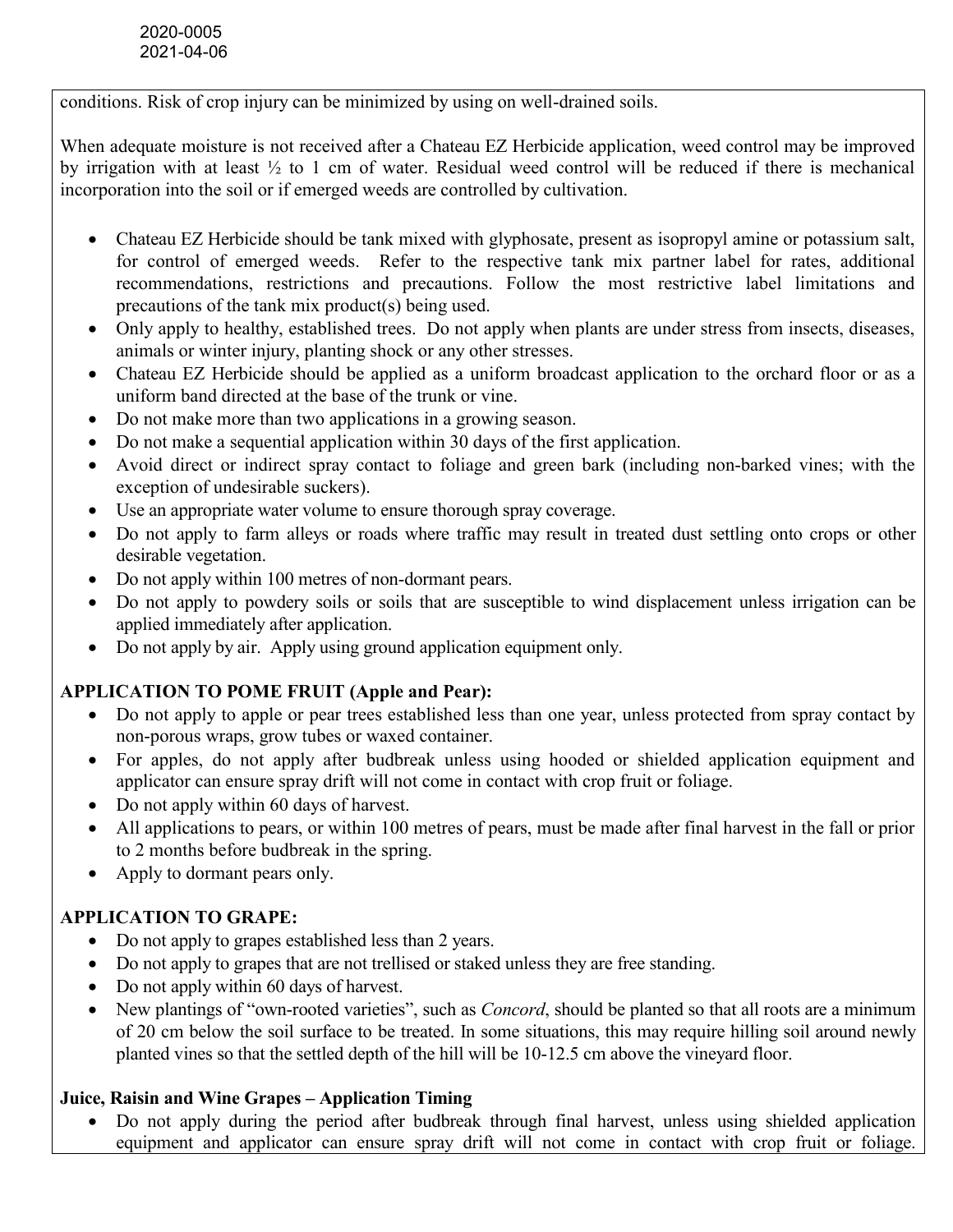conditions. Risk of crop injury can be minimized by using on well-drained soils.

When adequate moisture is not received after a Chateau EZ Herbicide application, weed control may be improved by irrigation with at least ½ to 1 cm of water. Residual weed control will be reduced if there is mechanical incorporation into the soil or if emerged weeds are controlled by cultivation.

- Chateau EZ Herbicide should be tank mixed with glyphosate, present as isopropyl amine or potassium salt, for control of emerged weeds. Refer to the respective tank mix partner label for rates, additional recommendations, restrictions and precautions. Follow the most restrictive label limitations and precautions of the tank mix product(s) being used.
- Only apply to healthy, established trees. Do not apply when plants are under stress from insects, diseases, animals or winter injury, planting shock or any other stresses.
- Chateau EZ Herbicide should be applied as a uniform broadcast application to the orchard floor or as a uniform band directed at the base of the trunk or vine.
- Do not make more than two applications in a growing season.
- Do not make a sequential application within 30 days of the first application.
- Avoid direct or indirect spray contact to foliage and green bark (including non-barked vines; with the exception of undesirable suckers).
- Use an appropriate water volume to ensure thorough spray coverage.
- Do not apply to farm alleys or roads where traffic may result in treated dust settling onto crops or other desirable vegetation.
- Do not apply within 100 metres of non-dormant pears.
- Do not apply to powdery soils or soils that are susceptible to wind displacement unless irrigation can be applied immediately after application.
- Do not apply by air. Apply using ground application equipment only.

**APPLICATION TO POME FRUIT (Apple and Pear):**

- Do not apply to apple or pear trees established less than one year, unless protected from spray contact by non-porous wraps, grow tubes or waxed container.
- For apples, do not apply after budbreak unless using hooded or shielded application equipment and applicator can ensure spray drift will not come in contact with crop fruit or foliage.
- Do not apply within 60 days of harvest.
- All applications to pears, or within 100 metres of pears, must be made after final harvest in the fall or prior to 2 months before budbreak in the spring.
- Apply to dormant pears only.

**APPLICATION TO GRAPE:**

- Do not apply to grapes established less than 2 years.
- Do not apply to grapes that are not trellised or staked unless they are free standing.
- Do not apply within 60 days of harvest.
- New plantings of "own-rooted varieties", such as *Concord*, should be planted so that all roots are a minimum of 20 cm below the soil surface to be treated. In some situations, this may require hilling soil around newly planted vines so that the settled depth of the hill will be 10-12.5 cm above the vineyard floor.

**Juice, Raisin and Wine Grapes – Application Timing**

- Do not apply during the period after budbreak through final harvest, unless using shielded application equipment and applicator can ensure spray drift will not come in contact with crop fruit or foliage.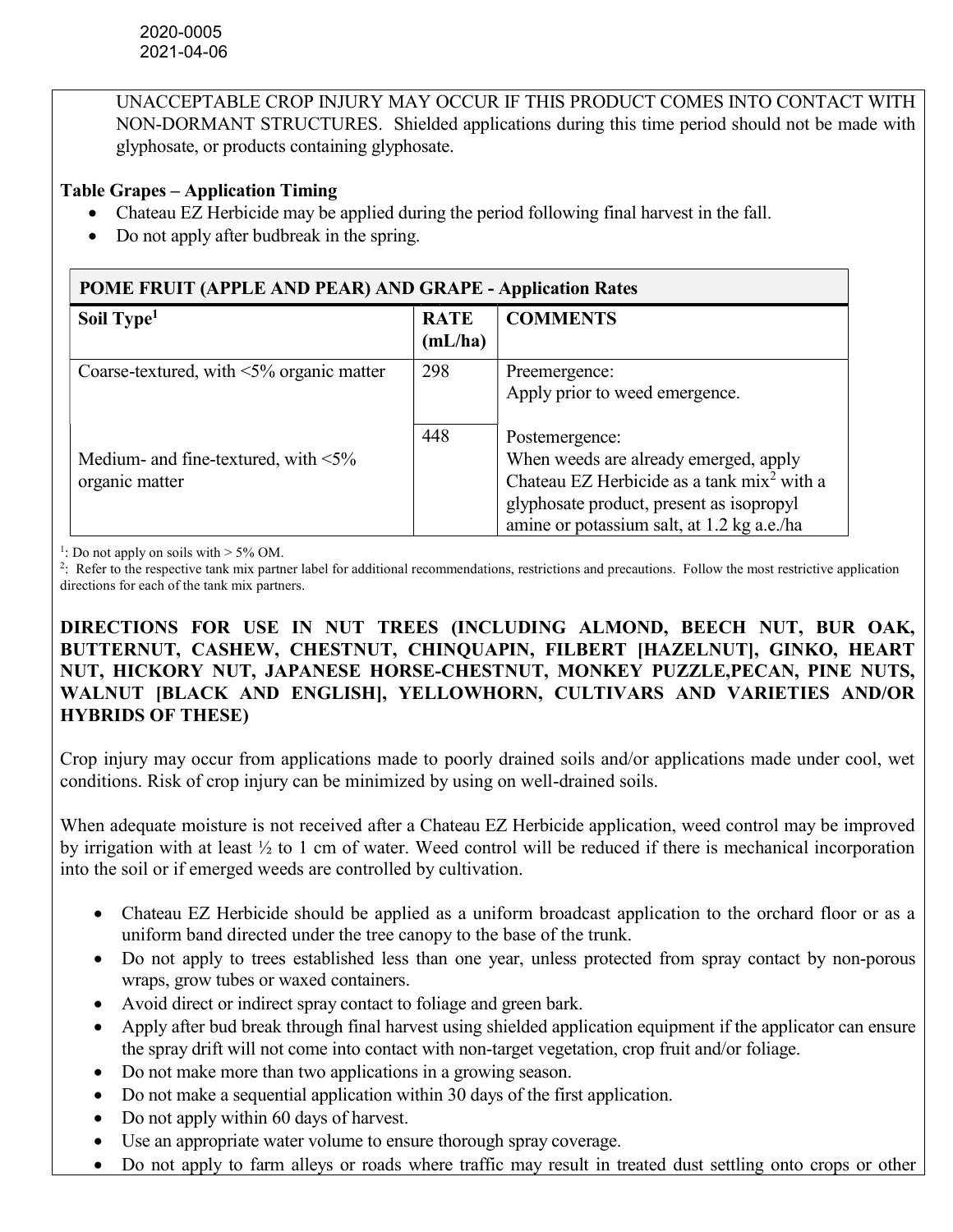2020-0005
2021-04-06

UNACCEPTABLE CROP INJURY MAY OCCUR IF THIS PRODUCT COMES INTO CONTACT WITH NON-DORMANT STRUCTURES. Shielded applications during this time period should not be made with glyphosate, or products containing glyphosate.

**Table Grapes – Application Timing**

- Chateau EZ Herbicide may be applied during the period following final harvest in the fall.
- Do not apply after budbreak in the spring.

**POME FRUIT (APPLE AND PEAR) AND GRAPE - Application Rates**

| Soil Type[1] | RATE (mL/ha) | COMMENTS |
|---|---|---|
| Coarse-textured, with <5% organic matter | 298 | Preemergence: Apply prior to weed emergence. |
| Medium- and fine-textured, with <5% organic matter | 448 | Postemergence: When weeds are already emerged, apply Chateau EZ Herbicide as a tank mix[2] with a glyphosate product, present as isopropyl amine or potassium salt, at 1.2 kg a.e./ha |

[1]: Do not apply on soils with > 5% OM.
[2]: Refer to the respective tank mix partner label for additional recommendations, restrictions and precautions. Follow the most restrictive application directions for each of the tank mix partners.

**DIRECTIONS FOR USE IN NUT TREES (INCLUDING ALMOND, BEECH NUT, BUR OAK, BUTTERNUT, CASHEW, CHESTNUT, CHINQUAPIN, FILBERT [HAZELNUT], GINKO, HEART NUT, HICKORY NUT, JAPANESE HORSE-CHESTNUT, MONKEY PUZZLE,PECAN, PINE NUTS, WALNUT [BLACK AND ENGLISH], YELLOWHORN, CULTIVARS AND VARIETIES AND/OR HYBRIDS OF THESE)**

Crop injury may occur from applications made to poorly drained soils and/or applications made under cool, wet conditions. Risk of crop injury can be minimized by using on well-drained soils.

When adequate moisture is not received after a Chateau EZ Herbicide application, weed control may be improved by irrigation with at least ½ to 1 cm of water. Weed control will be reduced if there is mechanical incorporation into the soil or if emerged weeds are controlled by cultivation.

- Chateau EZ Herbicide should be applied as a uniform broadcast application to the orchard floor or as a uniform band directed under the tree canopy to the base of the trunk.
- Do not apply to trees established less than one year, unless protected from spray contact by non-porous wraps, grow tubes or waxed containers.
- Avoid direct or indirect spray contact to foliage and green bark.
- Apply after bud break through final harvest using shielded application equipment if the applicator can ensure the spray drift will not come into contact with non-target vegetation, crop fruit and/or foliage.
- Do not make more than two applications in a growing season.
- Do not make a sequential application within 30 days of the first application.
- Do not apply within 60 days of harvest.
- Use an appropriate water volume to ensure thorough spray coverage.
- Do not apply to farm alleys or roads where traffic may result in treated dust settling onto crops or other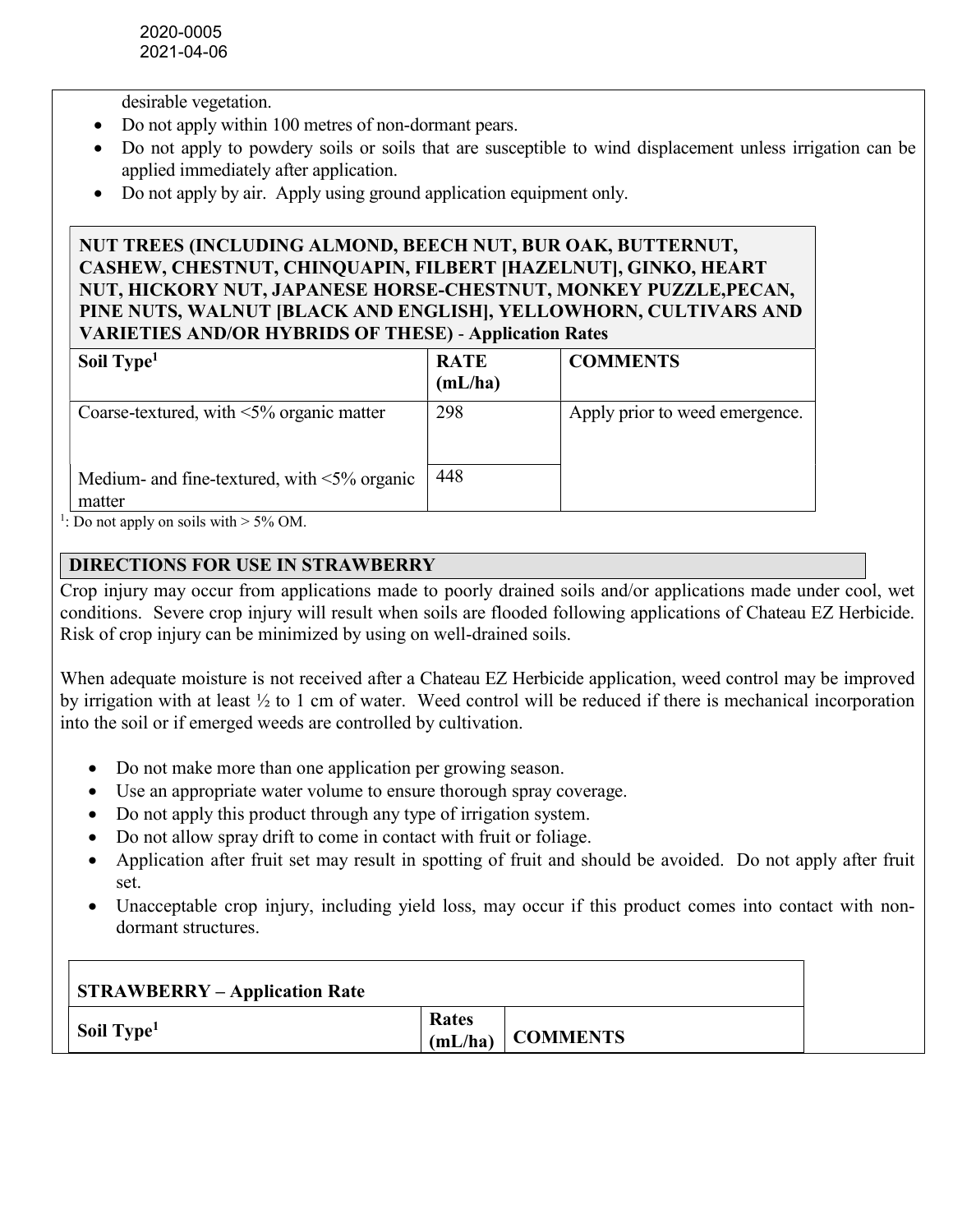desirable vegetation.

- Do not apply within 100 metres of non-dormant pears.
- Do not apply to powdery soils or soils that are susceptible to wind displacement unless irrigation can be applied immediately after application.
- Do not apply by air. Apply using ground application equipment only.

**NUT TREES (INCLUDING ALMOND, BEECH NUT, BUR OAK, BUTTERNUT, CASHEW, CHESTNUT, CHINQUAPIN, FILBERT [HAZELNUT], GINKO, HEART NUT, HICKORY NUT, JAPANESE HORSE-CHESTNUT, MONKEY PUZZLE,PECAN, PINE NUTS, WALNUT [BLACK AND ENGLISH], YELLOWHORN, CULTIVARS AND VARIETIES AND/OR HYBRIDS OF THESE) - Application Rates**

| Soil Type[1] | RATE (mL/ha) | COMMENTS |
|---|---|---|
| Coarse-textured, with <5% organic matter | 298 | Apply prior to weed emergence. |
| Medium- and fine-textured, with <5% organic matter | 448 | |

[1]: Do not apply on soils with > 5% OM.

## DIRECTIONS FOR USE IN STRAWBERRY

Crop injury may occur from applications made to poorly drained soils and/or applications made under cool, wet conditions. Severe crop injury will result when soils are flooded following applications of Chateau EZ Herbicide. Risk of crop injury can be minimized by using on well-drained soils.

When adequate moisture is not received after a Chateau EZ Herbicide application, weed control may be improved by irrigation with at least ½ to 1 cm of water. Weed control will be reduced if there is mechanical incorporation into the soil or if emerged weeds are controlled by cultivation.

- Do not make more than one application per growing season.
- Use an appropriate water volume to ensure thorough spray coverage.
- Do not apply this product through any type of irrigation system.
- Do not allow spray drift to come in contact with fruit or foliage.
- Application after fruit set may result in spotting of fruit and should be avoided. Do not apply after fruit set.
- Unacceptable crop injury, including yield loss, may occur if this product comes into contact with non-dormant structures.

**STRAWBERRY – Application Rate**

| Soil Type[1] | Rates (mL/ha) | COMMENTS |
|---|---|---|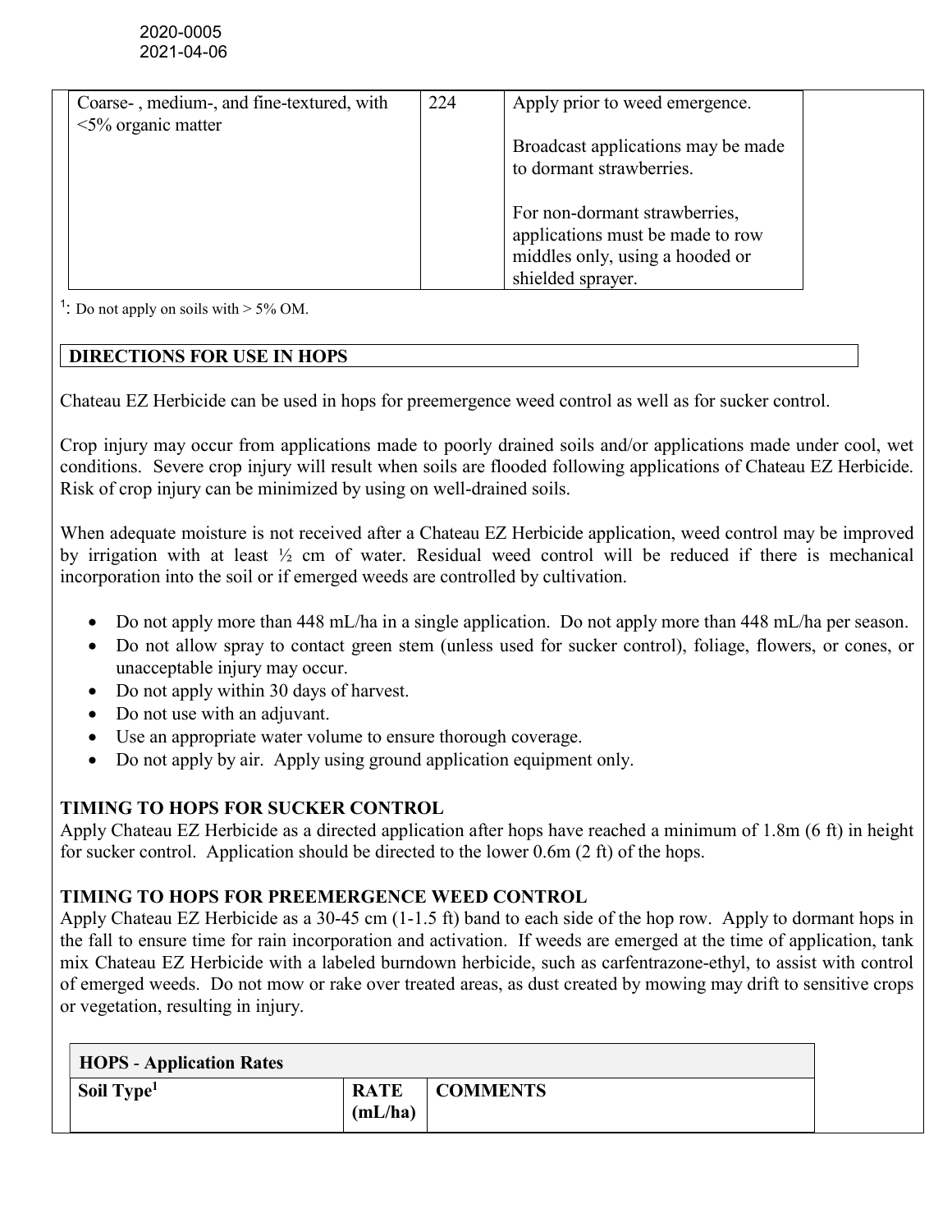| | | |
|---|---|---|
| Coarse- , medium-, and fine-textured, with <5% organic matter | 224 | Apply prior to weed emergence.<br><br>Broadcast applications may be made to dormant strawberries.<br><br>For non-dormant strawberries, applications must be made to row middles only, using a hooded or shielded sprayer. |

[1]: Do not apply on soils with > 5% OM.

## DIRECTIONS FOR USE IN HOPS

Chateau EZ Herbicide can be used in hops for preemergence weed control as well as for sucker control.

Crop injury may occur from applications made to poorly drained soils and/or applications made under cool, wet conditions. Severe crop injury will result when soils are flooded following applications of Chateau EZ Herbicide. Risk of crop injury can be minimized by using on well-drained soils.

When adequate moisture is not received after a Chateau EZ Herbicide application, weed control may be improved by irrigation with at least ½ cm of water. Residual weed control will be reduced if there is mechanical incorporation into the soil or if emerged weeds are controlled by cultivation.

- Do not apply more than 448 mL/ha in a single application. Do not apply more than 448 mL/ha per season.
- Do not allow spray to contact green stem (unless used for sucker control), foliage, flowers, or cones, or unacceptable injury may occur.
- Do not apply within 30 days of harvest.
- Do not use with an adjuvant.
- Use an appropriate water volume to ensure thorough coverage.
- Do not apply by air. Apply using ground application equipment only.

### TIMING TO HOPS FOR SUCKER CONTROL

Apply Chateau EZ Herbicide as a directed application after hops have reached a minimum of 1.8m (6 ft) in height for sucker control. Application should be directed to the lower 0.6m (2 ft) of the hops.

### TIMING TO HOPS FOR PREEMERGENCE WEED CONTROL

Apply Chateau EZ Herbicide as a 30-45 cm (1-1.5 ft) band to each side of the hop row. Apply to dormant hops in the fall to ensure time for rain incorporation and activation. If weeds are emerged at the time of application, tank mix Chateau EZ Herbicide with a labeled burndown herbicide, such as carfentrazone-ethyl, to assist with control of emerged weeds. Do not mow or rake over treated areas, as dust created by mowing may drift to sensitive crops or vegetation, resulting in injury.

| **HOPS - Application Rates** | | |
|---|---|---|
| **Soil Type[1]** | **RATE (mL/ha)** | **COMMENTS** |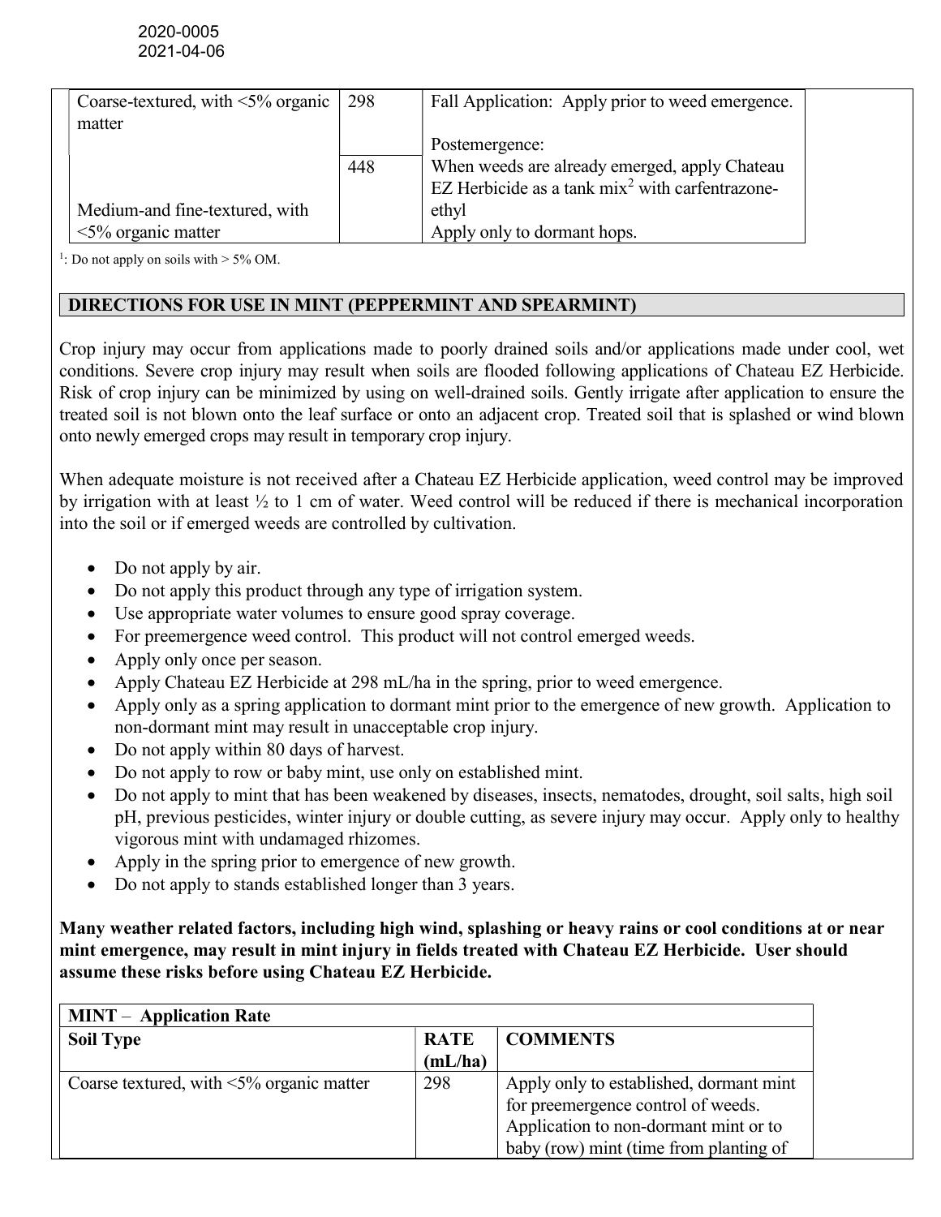| | | |
|---|---|---|
| Coarse-textured, with <5% organic matter | 298 | Fall Application: Apply prior to weed emergence.<br><br>Postemergence: |
| Medium-and fine-textured, with <5% organic matter | 448 | When weeds are already emerged, apply Chateau EZ Herbicide as a tank mix[2] with carfentrazone-ethyl<br>Apply only to dormant hops. |

[1]: Do not apply on soils with > 5% OM.

## DIRECTIONS FOR USE IN MINT (PEPPERMINT AND SPEARMINT)

Crop injury may occur from applications made to poorly drained soils and/or applications made under cool, wet conditions. Severe crop injury may result when soils are flooded following applications of Chateau EZ Herbicide. Risk of crop injury can be minimized by using on well-drained soils. Gently irrigate after application to ensure the treated soil is not blown onto the leaf surface or onto an adjacent crop. Treated soil that is splashed or wind blown onto newly emerged crops may result in temporary crop injury.

When adequate moisture is not received after a Chateau EZ Herbicide application, weed control may be improved by irrigation with at least ½ to 1 cm of water. Weed control will be reduced if there is mechanical incorporation into the soil or if emerged weeds are controlled by cultivation.

- Do not apply by air.
- Do not apply this product through any type of irrigation system.
- Use appropriate water volumes to ensure good spray coverage.
- For preemergence weed control. This product will not control emerged weeds.
- Apply only once per season.
- Apply Chateau EZ Herbicide at 298 mL/ha in the spring, prior to weed emergence.
- Apply only as a spring application to dormant mint prior to the emergence of new growth. Application to non-dormant mint may result in unacceptable crop injury.
- Do not apply within 80 days of harvest.
- Do not apply to row or baby mint, use only on established mint.
- Do not apply to mint that has been weakened by diseases, insects, nematodes, drought, soil salts, high soil pH, previous pesticides, winter injury or double cutting, as severe injury may occur. Apply only to healthy vigorous mint with undamaged rhizomes.
- Apply in the spring prior to emergence of new growth.
- Do not apply to stands established longer than 3 years.

**Many weather related factors, including high wind, splashing or heavy rains or cool conditions at or near mint emergence, may result in mint injury in fields treated with Chateau EZ Herbicide. User should assume these risks before using Chateau EZ Herbicide.**

| **MINT – Application Rate** | | |
|---|---|---|
| **Soil Type** | **RATE (mL/ha)** | **COMMENTS** |
| Coarse textured, with <5% organic matter | 298 | Apply only to established, dormant mint for preemergence control of weeds. Application to non-dormant mint or to baby (row) mint (time from planting of |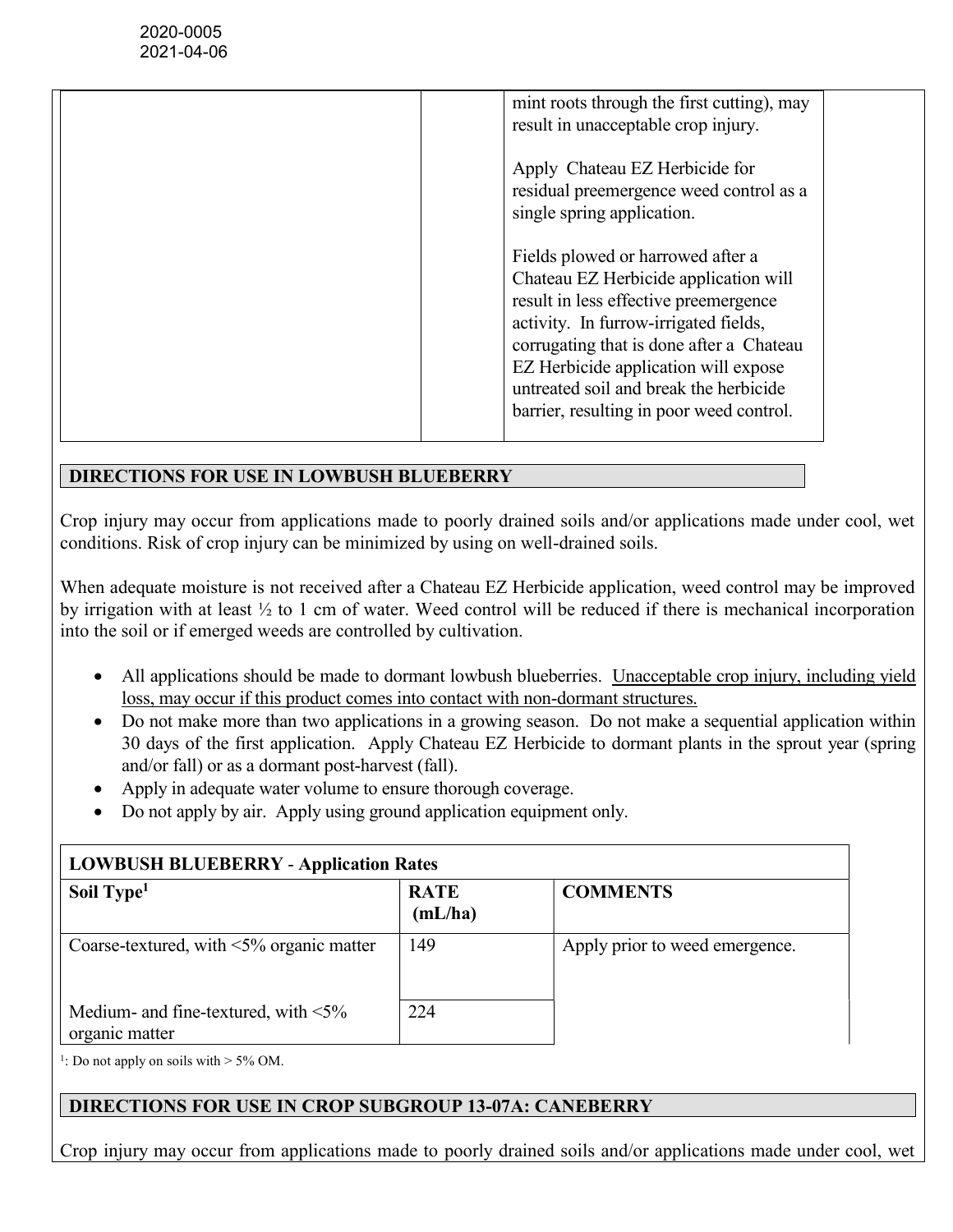| | | mint roots through the first cutting), may result in unacceptable crop injury.<br><br>Apply Chateau EZ Herbicide for residual preemergence weed control as a single spring application.<br><br>Fields plowed or harrowed after a Chateau EZ Herbicide application will result in less effective preemergence activity. In furrow-irrigated fields, corrugating that is done after a Chateau EZ Herbicide application will expose untreated soil and break the herbicide barrier, resulting in poor weed control. |
|---|---|---|

## DIRECTIONS FOR USE IN LOWBUSH BLUEBERRY

Crop injury may occur from applications made to poorly drained soils and/or applications made under cool, wet conditions. Risk of crop injury can be minimized by using on well-drained soils.

When adequate moisture is not received after a Chateau EZ Herbicide application, weed control may be improved by irrigation with at least ½ to 1 cm of water. Weed control will be reduced if there is mechanical incorporation into the soil or if emerged weeds are controlled by cultivation.

- All applications should be made to dormant lowbush blueberries. <u>Unacceptable crop injury, including yield loss, may occur if this product comes into contact with non-dormant structures.</u>
- Do not make more than two applications in a growing season. Do not make a sequential application within 30 days of the first application. Apply Chateau EZ Herbicide to dormant plants in the sprout year (spring and/or fall) or as a dormant post-harvest (fall).
- Apply in adequate water volume to ensure thorough coverage.
- Do not apply by air. Apply using ground application equipment only.

| **LOWBUSH BLUEBERRY - Application Rates** | | |
|---|---|---|
| **Soil Type[1]** | **RATE (mL/ha)** | **COMMENTS** |
| Coarse-textured, with <5% organic matter | 149 | Apply prior to weed emergence. |
| Medium- and fine-textured, with <5% organic matter | 224 | |

[1]: Do not apply on soils with > 5% OM.

## DIRECTIONS FOR USE IN CROP SUBGROUP 13-07A: CANEBERRY

Crop injury may occur from applications made to poorly drained soils and/or applications made under cool, wet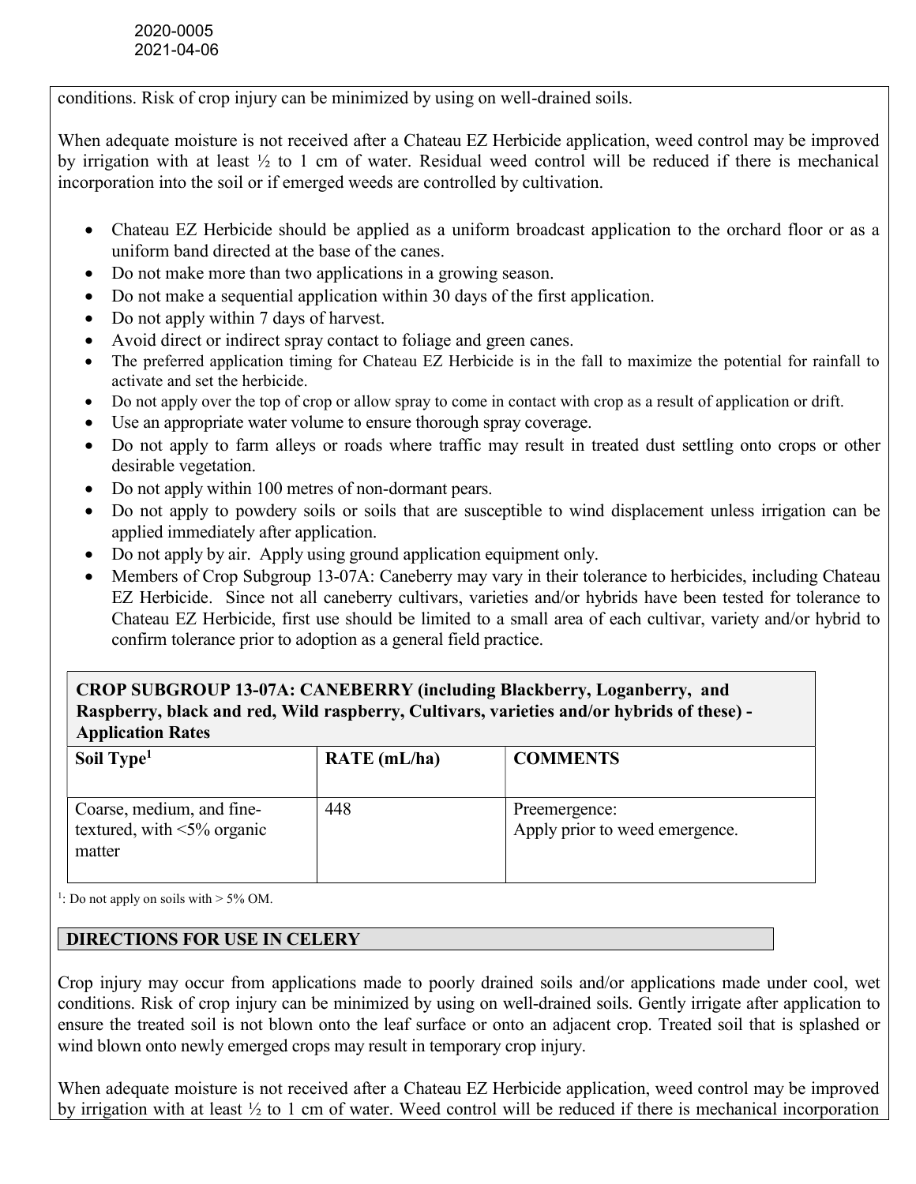conditions. Risk of crop injury can be minimized by using on well-drained soils.

When adequate moisture is not received after a Chateau EZ Herbicide application, weed control may be improved by irrigation with at least ½ to 1 cm of water. Residual weed control will be reduced if there is mechanical incorporation into the soil or if emerged weeds are controlled by cultivation.

- Chateau EZ Herbicide should be applied as a uniform broadcast application to the orchard floor or as a uniform band directed at the base of the canes.
- Do not make more than two applications in a growing season.
- Do not make a sequential application within 30 days of the first application.
- Do not apply within 7 days of harvest.
- Avoid direct or indirect spray contact to foliage and green canes.
- The preferred application timing for Chateau EZ Herbicide is in the fall to maximize the potential for rainfall to activate and set the herbicide.
- Do not apply over the top of crop or allow spray to come in contact with crop as a result of application or drift.
- Use an appropriate water volume to ensure thorough spray coverage.
- Do not apply to farm alleys or roads where traffic may result in treated dust settling onto crops or other desirable vegetation.
- Do not apply within 100 metres of non-dormant pears.
- Do not apply to powdery soils or soils that are susceptible to wind displacement unless irrigation can be applied immediately after application.
- Do not apply by air. Apply using ground application equipment only.
- Members of Crop Subgroup 13-07A: Caneberry may vary in their tolerance to herbicides, including Chateau EZ Herbicide. Since not all caneberry cultivars, varieties and/or hybrids have been tested for tolerance to Chateau EZ Herbicide, first use should be limited to a small area of each cultivar, variety and/or hybrid to confirm tolerance prior to adoption as a general field practice.

**CROP SUBGROUP 13-07A: CANEBERRY (including Blackberry, Loganberry, and Raspberry, black and red, Wild raspberry, Cultivars, varieties and/or hybrids of these) - Application Rates**

| Soil Type[1] | RATE (mL/ha) | COMMENTS |
|---|---|---|
| Coarse, medium, and fine-textured, with <5% organic matter | 448 | Preemergence: Apply prior to weed emergence. |

[1]: Do not apply on soils with > 5% OM.

## DIRECTIONS FOR USE IN CELERY

Crop injury may occur from applications made to poorly drained soils and/or applications made under cool, wet conditions. Risk of crop injury can be minimized by using on well-drained soils. Gently irrigate after application to ensure the treated soil is not blown onto the leaf surface or onto an adjacent crop. Treated soil that is splashed or wind blown onto newly emerged crops may result in temporary crop injury.

When adequate moisture is not received after a Chateau EZ Herbicide application, weed control may be improved by irrigation with at least ½ to 1 cm of water. Weed control will be reduced if there is mechanical incorporation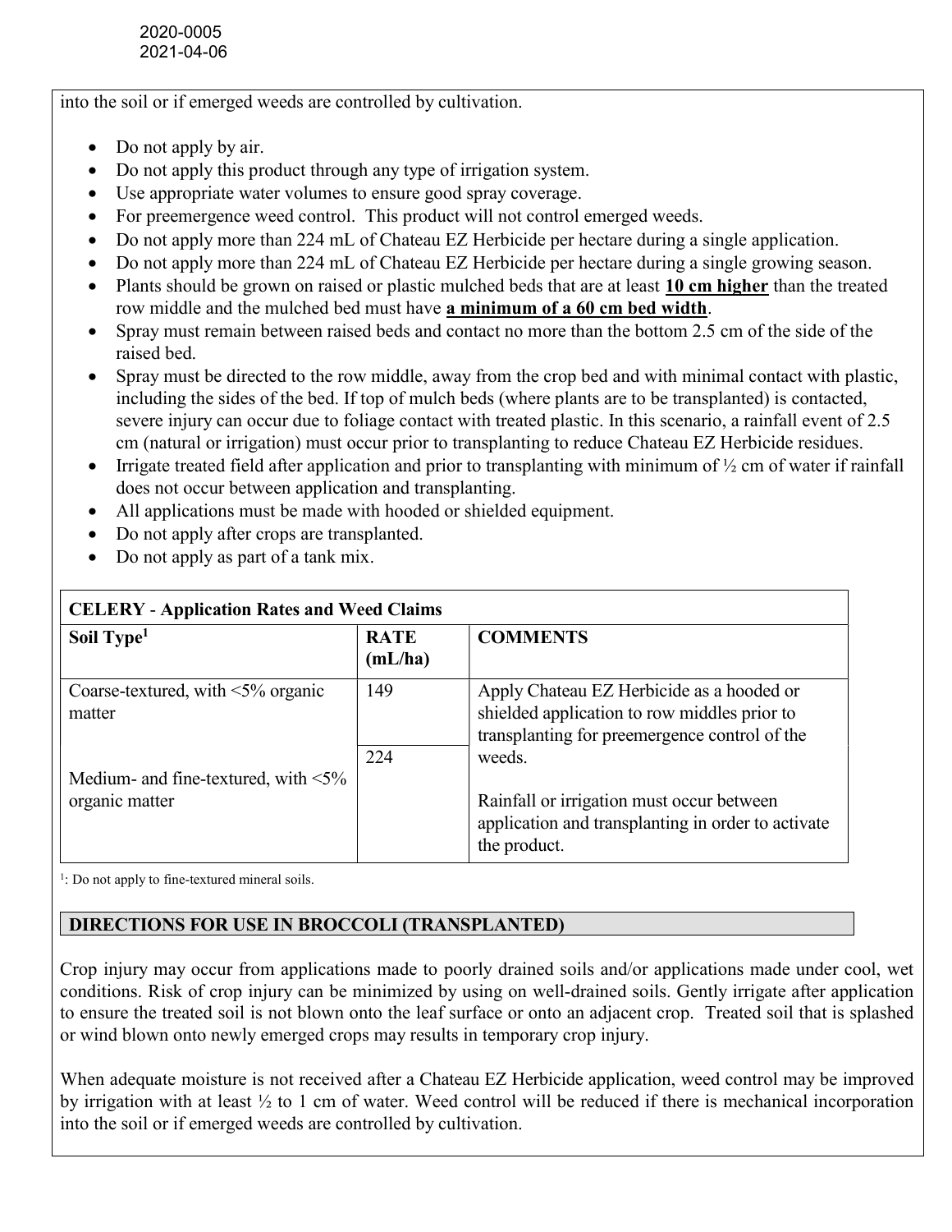into the soil or if emerged weeds are controlled by cultivation.

- Do not apply by air.
- Do not apply this product through any type of irrigation system.
- Use appropriate water volumes to ensure good spray coverage.
- For preemergence weed control. This product will not control emerged weeds.
- Do not apply more than 224 mL of Chateau EZ Herbicide per hectare during a single application.
- Do not apply more than 224 mL of Chateau EZ Herbicide per hectare during a single growing season.
- Plants should be grown on raised or plastic mulched beds that are at least **10 cm higher** than the treated row middle and the mulched bed must have **a minimum of a 60 cm bed width**.
- Spray must remain between raised beds and contact no more than the bottom 2.5 cm of the side of the raised bed.
- Spray must be directed to the row middle, away from the crop bed and with minimal contact with plastic, including the sides of the bed. If top of mulch beds (where plants are to be transplanted) is contacted, severe injury can occur due to foliage contact with treated plastic. In this scenario, a rainfall event of 2.5 cm (natural or irrigation) must occur prior to transplanting to reduce Chateau EZ Herbicide residues.
- Irrigate treated field after application and prior to transplanting with minimum of ½ cm of water if rainfall does not occur between application and transplanting.
- All applications must be made with hooded or shielded equipment.
- Do not apply after crops are transplanted.
- Do not apply as part of a tank mix.

| **CELERY - Application Rates and Weed Claims** | | |
|---|---|---|
| **Soil Type[1]** | **RATE (mL/ha)** | **COMMENTS** |
| Coarse-textured, with <5% organic matter | 149 | Apply Chateau EZ Herbicide as a hooded or shielded application to row middles prior to transplanting for preemergence control of the weeds. Rainfall or irrigation must occur between application and transplanting in order to activate the product. |
| Medium- and fine-textured, with <5% organic matter | 224 | |

[1]: Do not apply to fine-textured mineral soils.

## DIRECTIONS FOR USE IN BROCCOLI (TRANSPLANTED)

Crop injury may occur from applications made to poorly drained soils and/or applications made under cool, wet conditions. Risk of crop injury can be minimized by using on well-drained soils. Gently irrigate after application to ensure the treated soil is not blown onto the leaf surface or onto an adjacent crop. Treated soil that is splashed or wind blown onto newly emerged crops may results in temporary crop injury.

When adequate moisture is not received after a Chateau EZ Herbicide application, weed control may be improved by irrigation with at least ½ to 1 cm of water. Weed control will be reduced if there is mechanical incorporation into the soil or if emerged weeds are controlled by cultivation.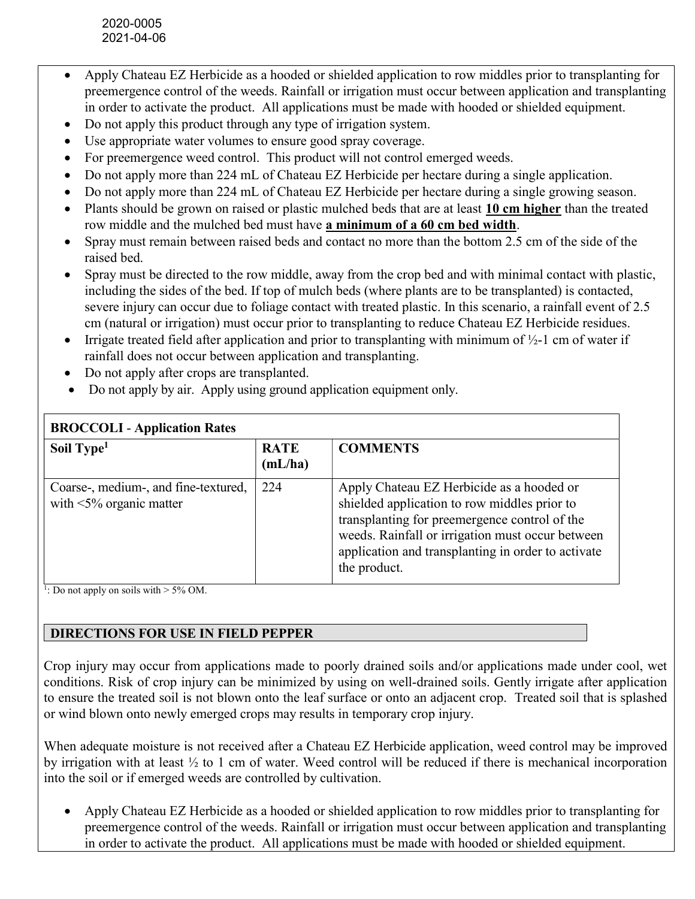2020-0005
2021-04-06

- Apply Chateau EZ Herbicide as a hooded or shielded application to row middles prior to transplanting for preemergence control of the weeds. Rainfall or irrigation must occur between application and transplanting in order to activate the product. All applications must be made with hooded or shielded equipment.
- Do not apply this product through any type of irrigation system.
- Use appropriate water volumes to ensure good spray coverage.
- For preemergence weed control. This product will not control emerged weeds.
- Do not apply more than 224 mL of Chateau EZ Herbicide per hectare during a single application.
- Do not apply more than 224 mL of Chateau EZ Herbicide per hectare during a single growing season.
- Plants should be grown on raised or plastic mulched beds that are at least **10 cm higher** than the treated row middle and the mulched bed must have **a minimum of a 60 cm bed width**.
- Spray must remain between raised beds and contact no more than the bottom 2.5 cm of the side of the raised bed.
- Spray must be directed to the row middle, away from the crop bed and with minimal contact with plastic, including the sides of the bed. If top of mulch beds (where plants are to be transplanted) is contacted, severe injury can occur due to foliage contact with treated plastic. In this scenario, a rainfall event of 2.5 cm (natural or irrigation) must occur prior to transplanting to reduce Chateau EZ Herbicide residues.
- Irrigate treated field after application and prior to transplanting with minimum of ½-1 cm of water if rainfall does not occur between application and transplanting.
- Do not apply after crops are transplanted.
- Do not apply by air. Apply using ground application equipment only.

| **BROCCOLI** - Application Rates | | |
|---|---|---|
| **Soil Type[1]** | **RATE (mL/ha)** | **COMMENTS** |
| Coarse-, medium-, and fine-textured, with <5% organic matter | 224 | Apply Chateau EZ Herbicide as a hooded or shielded application to row middles prior to transplanting for preemergence control of the weeds. Rainfall or irrigation must occur between application and transplanting in order to activate the product. |

[1]: Do not apply on soils with > 5% OM.

## DIRECTIONS FOR USE IN FIELD PEPPER

Crop injury may occur from applications made to poorly drained soils and/or applications made under cool, wet conditions. Risk of crop injury can be minimized by using on well-drained soils. Gently irrigate after application to ensure the treated soil is not blown onto the leaf surface or onto an adjacent crop. Treated soil that is splashed or wind blown onto newly emerged crops may results in temporary crop injury.

When adequate moisture is not received after a Chateau EZ Herbicide application, weed control may be improved by irrigation with at least ½ to 1 cm of water. Weed control will be reduced if there is mechanical incorporation into the soil or if emerged weeds are controlled by cultivation.

- Apply Chateau EZ Herbicide as a hooded or shielded application to row middles prior to transplanting for preemergence control of the weeds. Rainfall or irrigation must occur between application and transplanting in order to activate the product. All applications must be made with hooded or shielded equipment.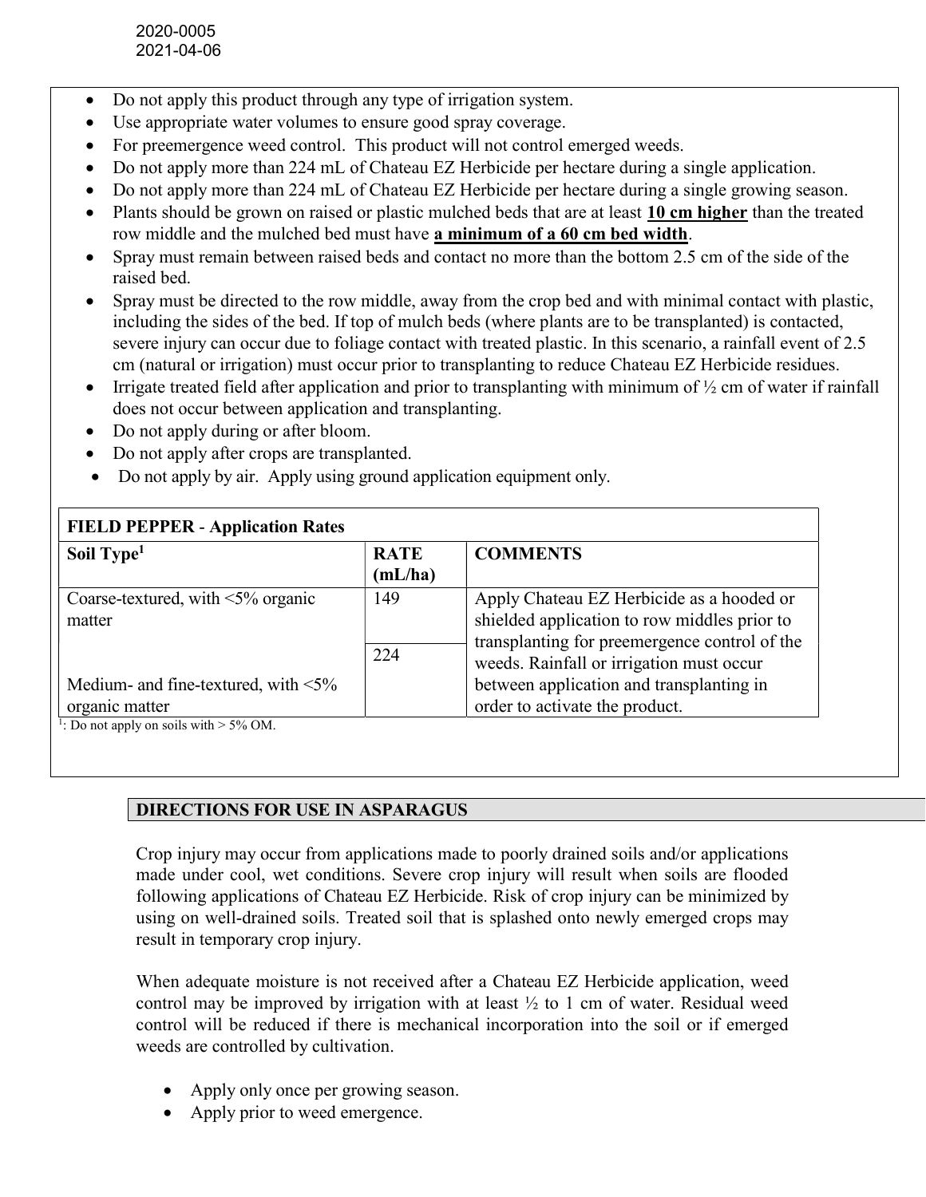- Do not apply this product through any type of irrigation system.
- Use appropriate water volumes to ensure good spray coverage.
- For preemergence weed control. This product will not control emerged weeds.
- Do not apply more than 224 mL of Chateau EZ Herbicide per hectare during a single application.
- Do not apply more than 224 mL of Chateau EZ Herbicide per hectare during a single growing season.
- Plants should be grown on raised or plastic mulched beds that are at least **10 cm higher** than the treated row middle and the mulched bed must have **a minimum of a 60 cm bed width**.
- Spray must remain between raised beds and contact no more than the bottom 2.5 cm of the side of the raised bed.
- Spray must be directed to the row middle, away from the crop bed and with minimal contact with plastic, including the sides of the bed. If top of mulch beds (where plants are to be transplanted) is contacted, severe injury can occur due to foliage contact with treated plastic. In this scenario, a rainfall event of 2.5 cm (natural or irrigation) must occur prior to transplanting to reduce Chateau EZ Herbicide residues.
- Irrigate treated field after application and prior to transplanting with minimum of ½ cm of water if rainfall does not occur between application and transplanting.
- Do not apply during or after bloom.
- Do not apply after crops are transplanted.
- Do not apply by air. Apply using ground application equipment only.

| FIELD PEPPER - Application Rates | | |
|---|---|---|
| **Soil Type[1]** | **RATE (mL/ha)** | **COMMENTS** |
| Coarse-textured, with <5% organic matter | 149 | Apply Chateau EZ Herbicide as a hooded or shielded application to row middles prior to transplanting for preemergence control of the weeds. Rainfall or irrigation must occur between application and transplanting in order to activate the product. |
| Medium- and fine-textured, with <5% organic matter | 224 | |

[1]: Do not apply on soils with > 5% OM.

## DIRECTIONS FOR USE IN ASPARAGUS

Crop injury may occur from applications made to poorly drained soils and/or applications made under cool, wet conditions. Severe crop injury will result when soils are flooded following applications of Chateau EZ Herbicide. Risk of crop injury can be minimized by using on well-drained soils. Treated soil that is splashed onto newly emerged crops may result in temporary crop injury.

When adequate moisture is not received after a Chateau EZ Herbicide application, weed control may be improved by irrigation with at least ½ to 1 cm of water. Residual weed control will be reduced if there is mechanical incorporation into the soil or if emerged weeds are controlled by cultivation.

- Apply only once per growing season.
- Apply prior to weed emergence.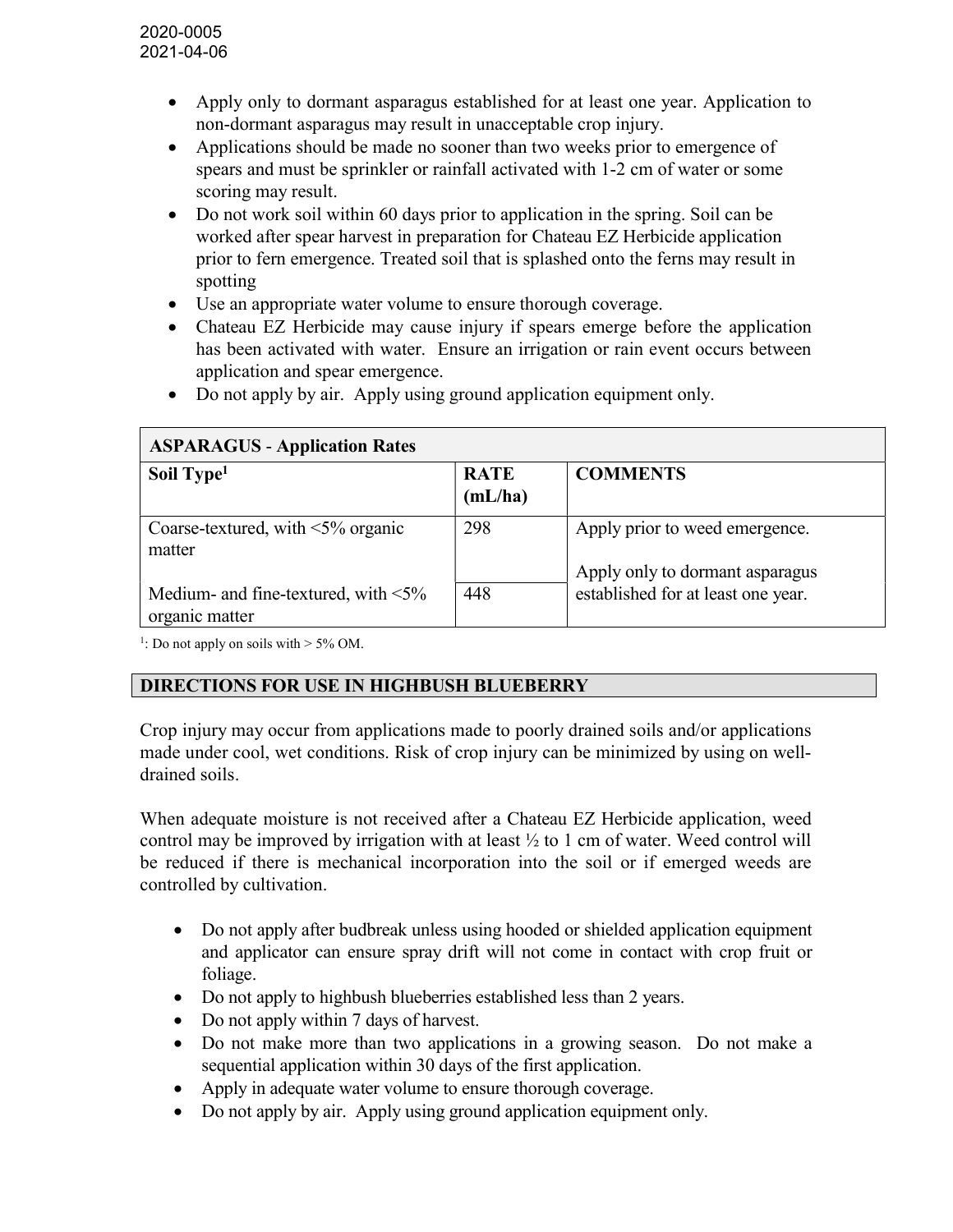- Apply only to dormant asparagus established for at least one year. Application to non-dormant asparagus may result in unacceptable crop injury.
- Applications should be made no sooner than two weeks prior to emergence of spears and must be sprinkler or rainfall activated with 1-2 cm of water or some scoring may result.
- Do not work soil within 60 days prior to application in the spring. Soil can be worked after spear harvest in preparation for Chateau EZ Herbicide application prior to fern emergence. Treated soil that is splashed onto the ferns may result in spotting
- Use an appropriate water volume to ensure thorough coverage.
- Chateau EZ Herbicide may cause injury if spears emerge before the application has been activated with water. Ensure an irrigation or rain event occurs between application and spear emergence.
- Do not apply by air. Apply using ground application equipment only.

| **ASPARAGUS - Application Rates** | | |
|---|---|---|
| **Soil Type[1]** | **RATE (mL/ha)** | **COMMENTS** |
| Coarse-textured, with <5% organic matter | 298 | Apply prior to weed emergence. Apply only to dormant asparagus established for at least one year. |
| Medium- and fine-textured, with <5% organic matter | 448 | |

[1]: Do not apply on soils with > 5% OM.

## DIRECTIONS FOR USE IN HIGHBUSH BLUEBERRY

Crop injury may occur from applications made to poorly drained soils and/or applications made under cool, wet conditions. Risk of crop injury can be minimized by using on well-drained soils.

When adequate moisture is not received after a Chateau EZ Herbicide application, weed control may be improved by irrigation with at least ½ to 1 cm of water. Weed control will be reduced if there is mechanical incorporation into the soil or if emerged weeds are controlled by cultivation.

- Do not apply after budbreak unless using hooded or shielded application equipment and applicator can ensure spray drift will not come in contact with crop fruit or foliage.
- Do not apply to highbush blueberries established less than 2 years.
- Do not apply within 7 days of harvest.
- Do not make more than two applications in a growing season. Do not make a sequential application within 30 days of the first application.
- Apply in adequate water volume to ensure thorough coverage.
- Do not apply by air. Apply using ground application equipment only.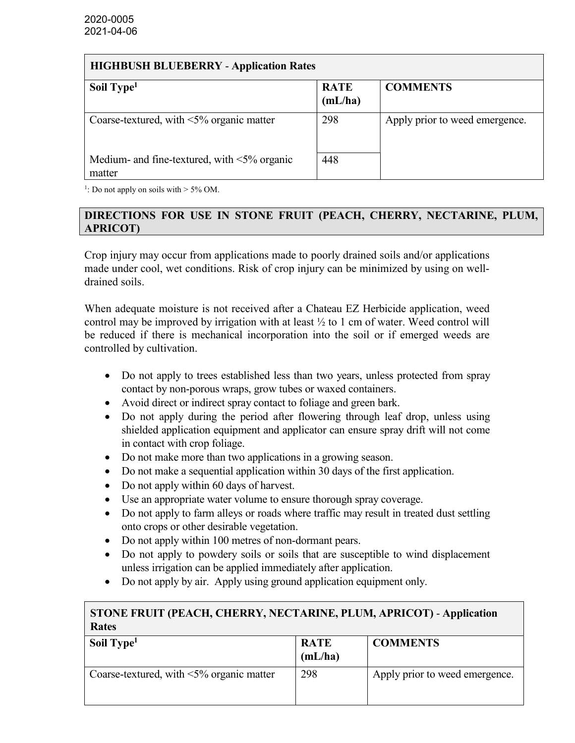2020-0005
2021-04-06

| HIGHBUSH BLUEBERRY - Application Rates | | |
|---|---|---|
| **Soil Type[1]** | **RATE (mL/ha)** | **COMMENTS** |
| Coarse-textured, with <5% organic matter | 298 | Apply prior to weed emergence. |
| Medium- and fine-textured, with <5% organic matter | 448 | |

[1]: Do not apply on soils with > 5% OM.

## DIRECTIONS FOR USE IN STONE FRUIT (PEACH, CHERRY, NECTARINE, PLUM, APRICOT)

Crop injury may occur from applications made to poorly drained soils and/or applications made under cool, wet conditions. Risk of crop injury can be minimized by using on well-drained soils.

When adequate moisture is not received after a Chateau EZ Herbicide application, weed control may be improved by irrigation with at least ½ to 1 cm of water. Weed control will be reduced if there is mechanical incorporation into the soil or if emerged weeds are controlled by cultivation.

- Do not apply to trees established less than two years, unless protected from spray contact by non-porous wraps, grow tubes or waxed containers.
- Avoid direct or indirect spray contact to foliage and green bark.
- Do not apply during the period after flowering through leaf drop, unless using shielded application equipment and applicator can ensure spray drift will not come in contact with crop foliage.
- Do not make more than two applications in a growing season.
- Do not make a sequential application within 30 days of the first application.
- Do not apply within 60 days of harvest.
- Use an appropriate water volume to ensure thorough spray coverage.
- Do not apply to farm alleys or roads where traffic may result in treated dust settling onto crops or other desirable vegetation.
- Do not apply within 100 metres of non-dormant pears.
- Do not apply to powdery soils or soils that are susceptible to wind displacement unless irrigation can be applied immediately after application.
- Do not apply by air. Apply using ground application equipment only.

| STONE FRUIT (PEACH, CHERRY, NECTARINE, PLUM, APRICOT) - Application Rates | | |
|---|---|---|
| **Soil Type[1]** | **RATE (mL/ha)** | **COMMENTS** |
| Coarse-textured, with <5% organic matter | 298 | Apply prior to weed emergence. |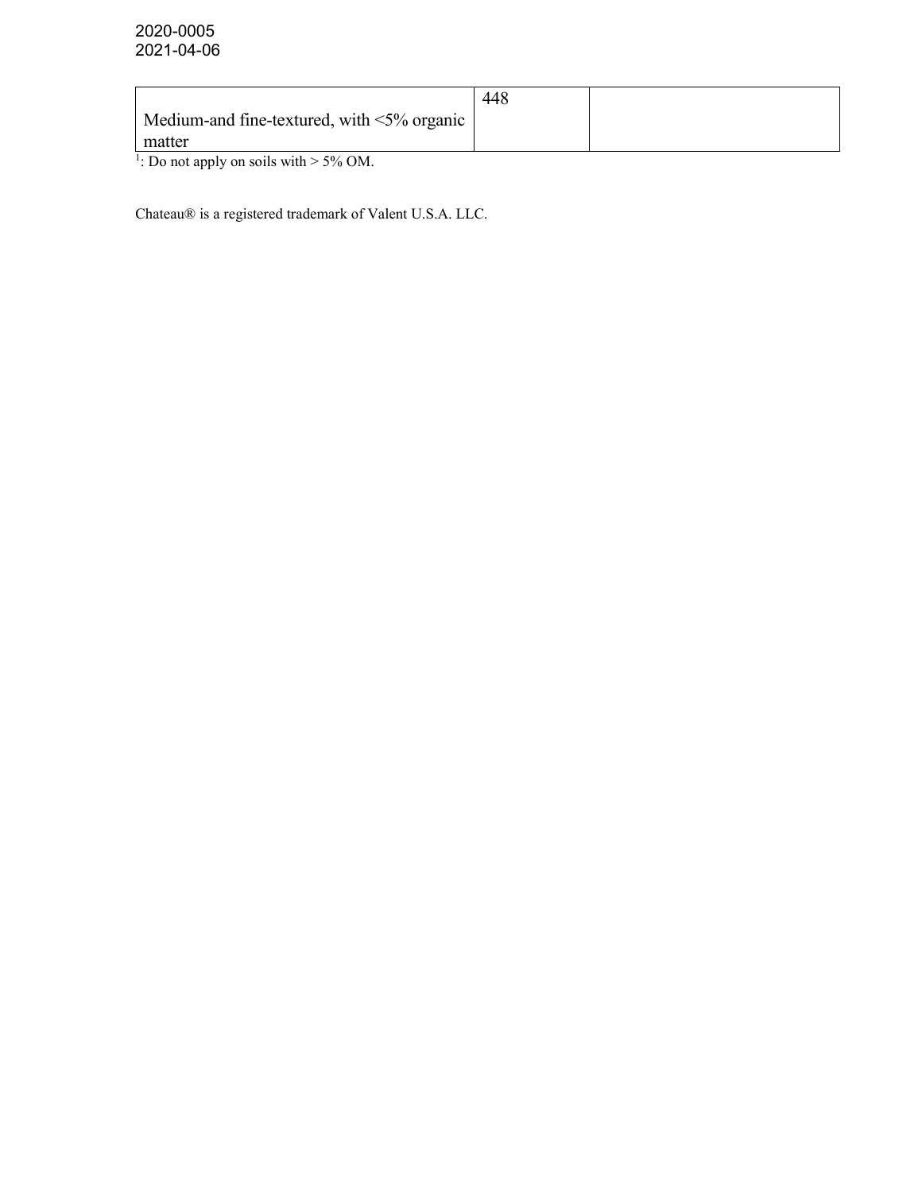| | | |
|---|---|---|
| Medium-and fine-textured, with <5% organic matter | 448 | |

[1]: Do not apply on soils with > 5% OM.

Chateau® is a registered trademark of Valent U.S.A. LLC.